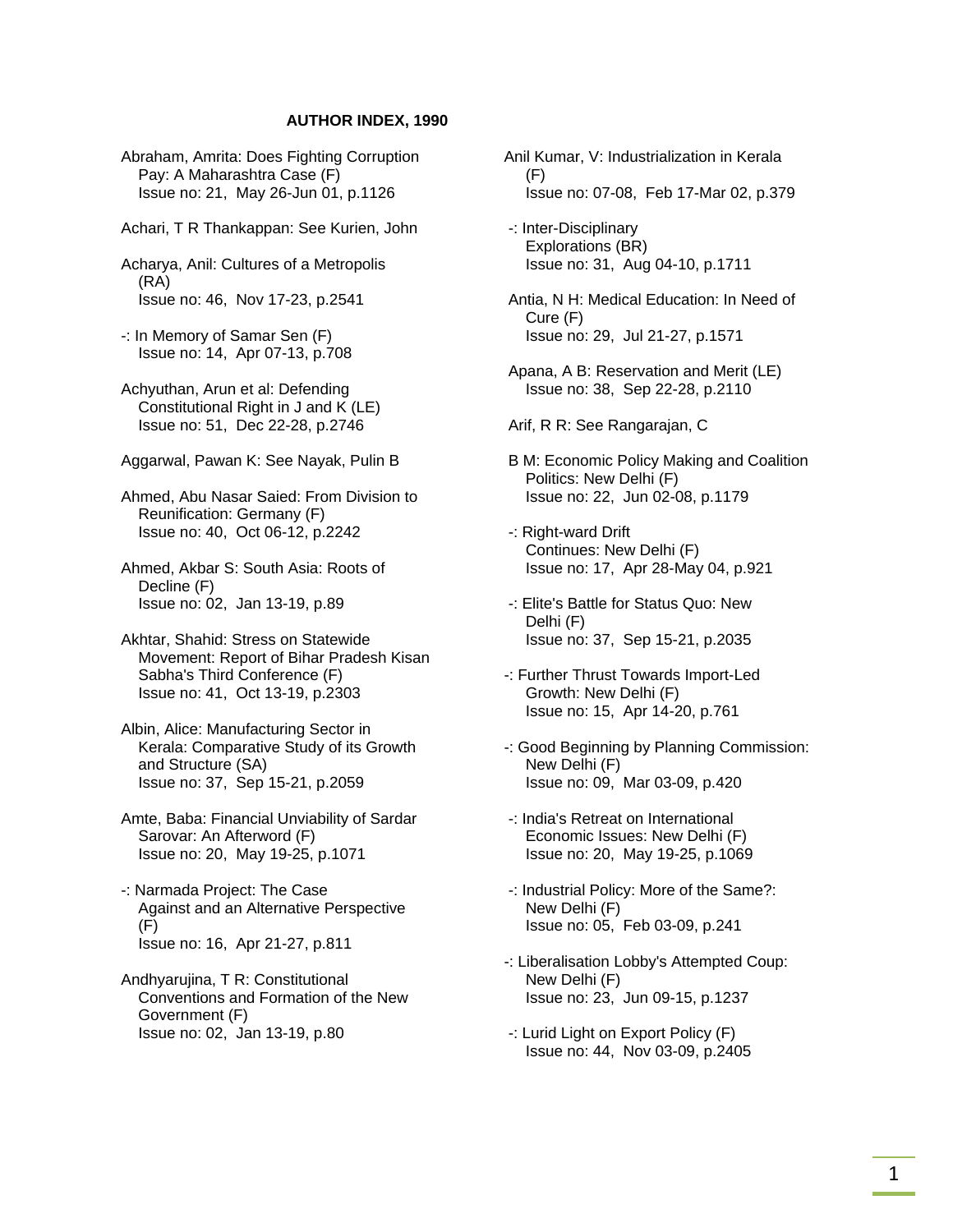**AUTHOR INDEX, 1990**

Abraham, Amrita: Does Fighting Corruption Pay: A Maharashtra Case (F)
Issue no: 21, May 26-Jun 01, p.1126

Achari, T R Thankappan: See Kurien, John

Acharya, Anil: Cultures of a Metropolis (RA)
Issue no: 46, Nov 17-23, p.2541

-: In Memory of Samar Sen (F)
Issue no: 14, Apr 07-13, p.708

Achyuthan, Arun et al: Defending Constitutional Right in J and K (LE)
Issue no: 51, Dec 22-28, p.2746

Aggarwal, Pawan K: See Nayak, Pulin B

Ahmed, Abu Nasar Saied: From Division to Reunification: Germany (F)
Issue no: 40, Oct 06-12, p.2242

Ahmed, Akbar S: South Asia: Roots of Decline (F)
Issue no: 02, Jan 13-19, p.89

Akhtar, Shahid: Stress on Statewide Movement: Report of Bihar Pradesh Kisan Sabha's Third Conference (F)
Issue no: 41, Oct 13-19, p.2303

Albin, Alice: Manufacturing Sector in Kerala: Comparative Study of its Growth and Structure (SA)
Issue no: 37, Sep 15-21, p.2059

Amte, Baba: Financial Unviability of Sardar Sarovar: An Afterword (F)
Issue no: 20, May 19-25, p.1071

-: Narmada Project: The Case Against and an Alternative Perspective (F)
Issue no: 16, Apr 21-27, p.811

Andhyarujina, T R: Constitutional Conventions and Formation of the New Government (F)
Issue no: 02, Jan 13-19, p.80

Anil Kumar, V: Industrialization in Kerala (F)
Issue no: 07-08, Feb 17-Mar 02, p.379

-: Inter-Disciplinary Explorations (BR)
Issue no: 31, Aug 04-10, p.1711

Antia, N H: Medical Education: In Need of Cure (F)
Issue no: 29, Jul 21-27, p.1571

Apana, A B: Reservation and Merit (LE)
Issue no: 38, Sep 22-28, p.2110

Arif, R R: See Rangarajan, C

B M: Economic Policy Making and Coalition Politics: New Delhi (F)
Issue no: 22, Jun 02-08, p.1179

-: Right-ward Drift Continues: New Delhi (F)
Issue no: 17, Apr 28-May 04, p.921

-: Elite's Battle for Status Quo: New Delhi (F)
Issue no: 37, Sep 15-21, p.2035

-: Further Thrust Towards Import-Led Growth: New Delhi (F)
Issue no: 15, Apr 14-20, p.761

-: Good Beginning by Planning Commission: New Delhi (F)
Issue no: 09, Mar 03-09, p.420

-: India's Retreat on International Economic Issues: New Delhi (F)
Issue no: 20, May 19-25, p.1069

-: Industrial Policy: More of the Same?: New Delhi (F)
Issue no: 05, Feb 03-09, p.241

-: Liberalisation Lobby's Attempted Coup: New Delhi (F)
Issue no: 23, Jun 09-15, p.1237

-: Lurid Light on Export Policy (F)
Issue no: 44, Nov 03-09, p.2405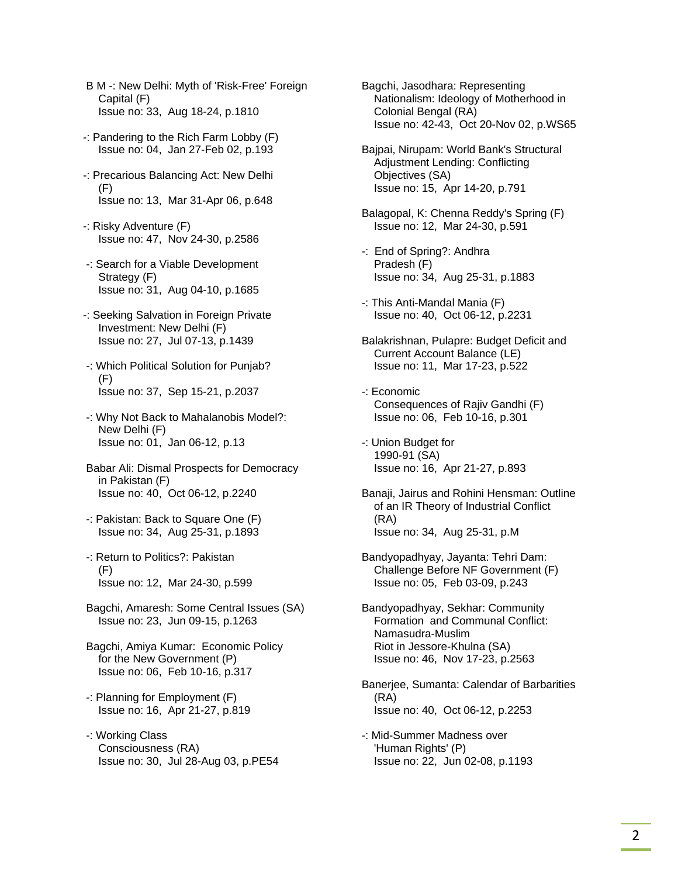B M -: New Delhi: Myth of 'Risk-Free' Foreign Capital (F)
Issue no: 33, Aug 18-24, p.1810

-: Pandering to the Rich Farm Lobby (F)
Issue no: 04, Jan 27-Feb 02, p.193

-: Precarious Balancing Act: New Delhi (F)
Issue no: 13, Mar 31-Apr 06, p.648

-: Risky Adventure (F)
Issue no: 47, Nov 24-30, p.2586

-: Search for a Viable Development Strategy (F)
Issue no: 31, Aug 04-10, p.1685

-: Seeking Salvation in Foreign Private Investment: New Delhi (F)
Issue no: 27, Jul 07-13, p.1439

-: Which Political Solution for Punjab? (F)
Issue no: 37, Sep 15-21, p.2037

-: Why Not Back to Mahalanobis Model?: New Delhi (F)
Issue no: 01, Jan 06-12, p.13

Babar Ali: Dismal Prospects for Democracy in Pakistan (F)
Issue no: 40, Oct 06-12, p.2240

-: Pakistan: Back to Square One (F)
Issue no: 34, Aug 25-31, p.1893

-: Return to Politics?: Pakistan (F)
Issue no: 12, Mar 24-30, p.599

Bagchi, Amaresh: Some Central Issues (SA)
Issue no: 23, Jun 09-15, p.1263

Bagchi, Amiya Kumar: Economic Policy for the New Government (P)
Issue no: 06, Feb 10-16, p.317

-: Planning for Employment (F)
Issue no: 16, Apr 21-27, p.819

-: Working Class Consciousness (RA)
Issue no: 30, Jul 28-Aug 03, p.PE54

Bagchi, Jasodhara: Representing Nationalism: Ideology of Motherhood in Colonial Bengal (RA)
Issue no: 42-43, Oct 20-Nov 02, p.WS65

Bajpai, Nirupam: World Bank's Structural Adjustment Lending: Conflicting Objectives (SA)
Issue no: 15, Apr 14-20, p.791

Balagopal, K: Chenna Reddy's Spring (F)
Issue no: 12, Mar 24-30, p.591

-: End of Spring?: Andhra Pradesh (F)
Issue no: 34, Aug 25-31, p.1883

-: This Anti-Mandal Mania (F)
Issue no: 40, Oct 06-12, p.2231

Balakrishnan, Pulapre: Budget Deficit and Current Account Balance (LE)
Issue no: 11, Mar 17-23, p.522

-: Economic Consequences of Rajiv Gandhi (F)
Issue no: 06, Feb 10-16, p.301

-: Union Budget for 1990-91 (SA)
Issue no: 16, Apr 21-27, p.893

Banaji, Jairus and Rohini Hensman: Outline of an IR Theory of Industrial Conflict (RA)
Issue no: 34, Aug 25-31, p.M

Bandyopadhyay, Jayanta: Tehri Dam: Challenge Before NF Government (F)
Issue no: 05, Feb 03-09, p.243

Bandyopadhyay, Sekhar: Community Formation and Communal Conflict: Namasudra-Muslim Riot in Jessore-Khulna (SA)
Issue no: 46, Nov 17-23, p.2563

Banerjee, Sumanta: Calendar of Barbarities (RA)
Issue no: 40, Oct 06-12, p.2253

-: Mid-Summer Madness over 'Human Rights' (P)
Issue no: 22, Jun 02-08, p.1193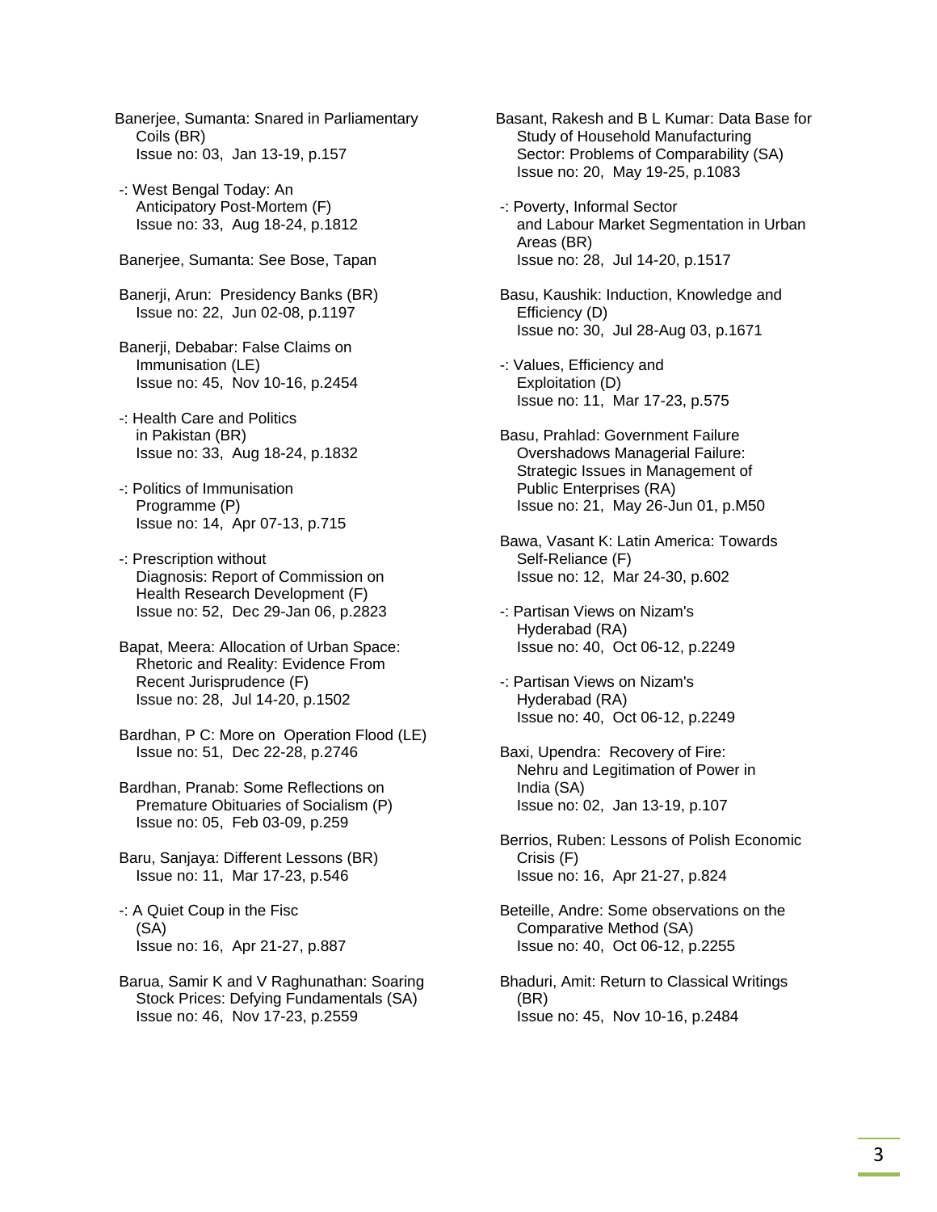Banerjee, Sumanta: Snared in Parliamentary Coils (BR)
Issue no: 03, Jan 13-19, p.157

-: West Bengal Today: An Anticipatory Post-Mortem (F)
Issue no: 33, Aug 18-24, p.1812

Banerjee, Sumanta: See Bose, Tapan

Banerji, Arun: Presidency Banks (BR)
Issue no: 22, Jun 02-08, p.1197

Banerji, Debabar: False Claims on Immunisation (LE)
Issue no: 45, Nov 10-16, p.2454

-: Health Care and Politics in Pakistan (BR)
Issue no: 33, Aug 18-24, p.1832

-: Politics of Immunisation Programme (P)
Issue no: 14, Apr 07-13, p.715

-: Prescription without Diagnosis: Report of Commission on Health Research Development (F)
Issue no: 52, Dec 29-Jan 06, p.2823

Bapat, Meera: Allocation of Urban Space: Rhetoric and Reality: Evidence From Recent Jurisprudence (F)
Issue no: 28, Jul 14-20, p.1502

Bardhan, P C: More on Operation Flood (LE)
Issue no: 51, Dec 22-28, p.2746

Bardhan, Pranab: Some Reflections on Premature Obituaries of Socialism (P)
Issue no: 05, Feb 03-09, p.259

Baru, Sanjaya: Different Lessons (BR)
Issue no: 11, Mar 17-23, p.546

-: A Quiet Coup in the Fisc (SA)
Issue no: 16, Apr 21-27, p.887

Barua, Samir K and V Raghunathan: Soaring Stock Prices: Defying Fundamentals (SA)
Issue no: 46, Nov 17-23, p.2559

Basant, Rakesh and B L Kumar: Data Base for Study of Household Manufacturing Sector: Problems of Comparability (SA)
Issue no: 20, May 19-25, p.1083

-: Poverty, Informal Sector and Labour Market Segmentation in Urban Areas (BR)
Issue no: 28, Jul 14-20, p.1517

Basu, Kaushik: Induction, Knowledge and Efficiency (D)
Issue no: 30, Jul 28-Aug 03, p.1671

-: Values, Efficiency and Exploitation (D)
Issue no: 11, Mar 17-23, p.575

Basu, Prahlad: Government Failure Overshadows Managerial Failure: Strategic Issues in Management of Public Enterprises (RA)
Issue no: 21, May 26-Jun 01, p.M50

Bawa, Vasant K: Latin America: Towards Self-Reliance (F)
Issue no: 12, Mar 24-30, p.602

-: Partisan Views on Nizam's Hyderabad (RA)
Issue no: 40, Oct 06-12, p.2249

-: Partisan Views on Nizam's Hyderabad (RA)
Issue no: 40, Oct 06-12, p.2249

Baxi, Upendra: Recovery of Fire: Nehru and Legitimation of Power in India (SA)
Issue no: 02, Jan 13-19, p.107

Berrios, Ruben: Lessons of Polish Economic Crisis (F)
Issue no: 16, Apr 21-27, p.824

Beteille, Andre: Some observations on the Comparative Method (SA)
Issue no: 40, Oct 06-12, p.2255

Bhaduri, Amit: Return to Classical Writings (BR)
Issue no: 45, Nov 10-16, p.2484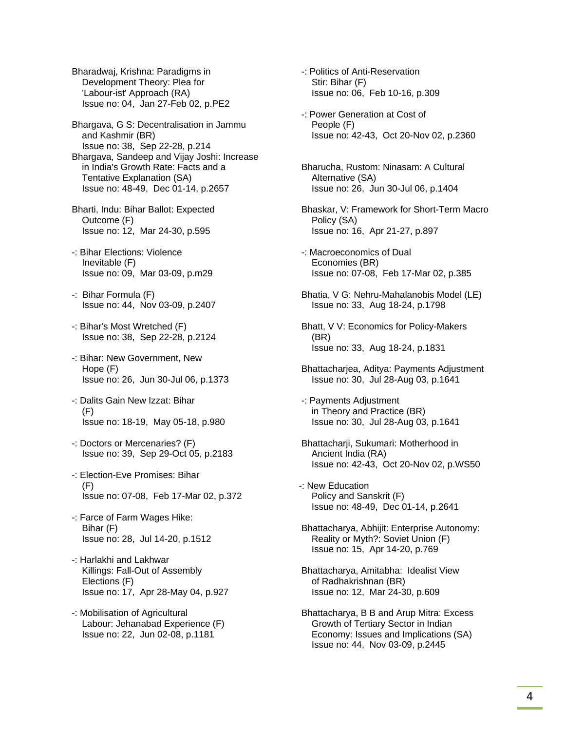Bharadwaj, Krishna: Paradigms in Development Theory: Plea for 'Labour-ist' Approach (RA)
Issue no: 04, Jan 27-Feb 02, p.PE2

Bhargava, G S: Decentralisation in Jammu and Kashmir (BR)
Issue no: 38, Sep 22-28, p.214

Bhargava, Sandeep and Vijay Joshi: Increase in India's Growth Rate: Facts and a Tentative Explanation (SA)
Issue no: 48-49, Dec 01-14, p.2657

Bharti, Indu: Bihar Ballot: Expected Outcome (F)
Issue no: 12, Mar 24-30, p.595

-: Bihar Elections: Violence Inevitable (F)
Issue no: 09, Mar 03-09, p.m29

-: Bihar Formula (F)
Issue no: 44, Nov 03-09, p.2407

-: Bihar's Most Wretched (F)
Issue no: 38, Sep 22-28, p.2124

-: Bihar: New Government, New Hope (F)
Issue no: 26, Jun 30-Jul 06, p.1373

-: Dalits Gain New Izzat: Bihar (F)
Issue no: 18-19, May 05-18, p.980

-: Doctors or Mercenaries? (F)
Issue no: 39, Sep 29-Oct 05, p.2183

-: Election-Eve Promises: Bihar (F)
Issue no: 07-08, Feb 17-Mar 02, p.372

-: Farce of Farm Wages Hike: Bihar (F)
Issue no: 28, Jul 14-20, p.1512

-: Harlakhi and Lakhwar Killings: Fall-Out of Assembly Elections (F)
Issue no: 17, Apr 28-May 04, p.927

-: Mobilisation of Agricultural Labour: Jehanabad Experience (F)
Issue no: 22, Jun 02-08, p.1181

-: Politics of Anti-Reservation Stir: Bihar (F)
Issue no: 06, Feb 10-16, p.309

-: Power Generation at Cost of People (F)
Issue no: 42-43, Oct 20-Nov 02, p.2360

Bharucha, Rustom: Ninasam: A Cultural Alternative (SA)
Issue no: 26, Jun 30-Jul 06, p.1404

Bhaskar, V: Framework for Short-Term Macro Policy (SA)
Issue no: 16, Apr 21-27, p.897

-: Macroeconomics of Dual Economies (BR)
Issue no: 07-08, Feb 17-Mar 02, p.385

Bhatia, V G: Nehru-Mahalanobis Model (LE)
Issue no: 33, Aug 18-24, p.1798

Bhatt, V V: Economics for Policy-Makers (BR)
Issue no: 33, Aug 18-24, p.1831

Bhattacharjea, Aditya: Payments Adjustment
Issue no: 30, Jul 28-Aug 03, p.1641

-: Payments Adjustment in Theory and Practice (BR)
Issue no: 30, Jul 28-Aug 03, p.1641

Bhattacharji, Sukumari: Motherhood in Ancient India (RA)
Issue no: 42-43, Oct 20-Nov 02, p.WS50

-: New Education Policy and Sanskrit (F)
Issue no: 48-49, Dec 01-14, p.2641

Bhattacharya, Abhijit: Enterprise Autonomy: Reality or Myth?: Soviet Union (F)
Issue no: 15, Apr 14-20, p.769

Bhattacharya, Amitabha: Idealist View of Radhakrishnan (BR)
Issue no: 12, Mar 24-30, p.609

Bhattacharya, B B and Arup Mitra: Excess Growth of Tertiary Sector in Indian Economy: Issues and Implications (SA)
Issue no: 44, Nov 03-09, p.2445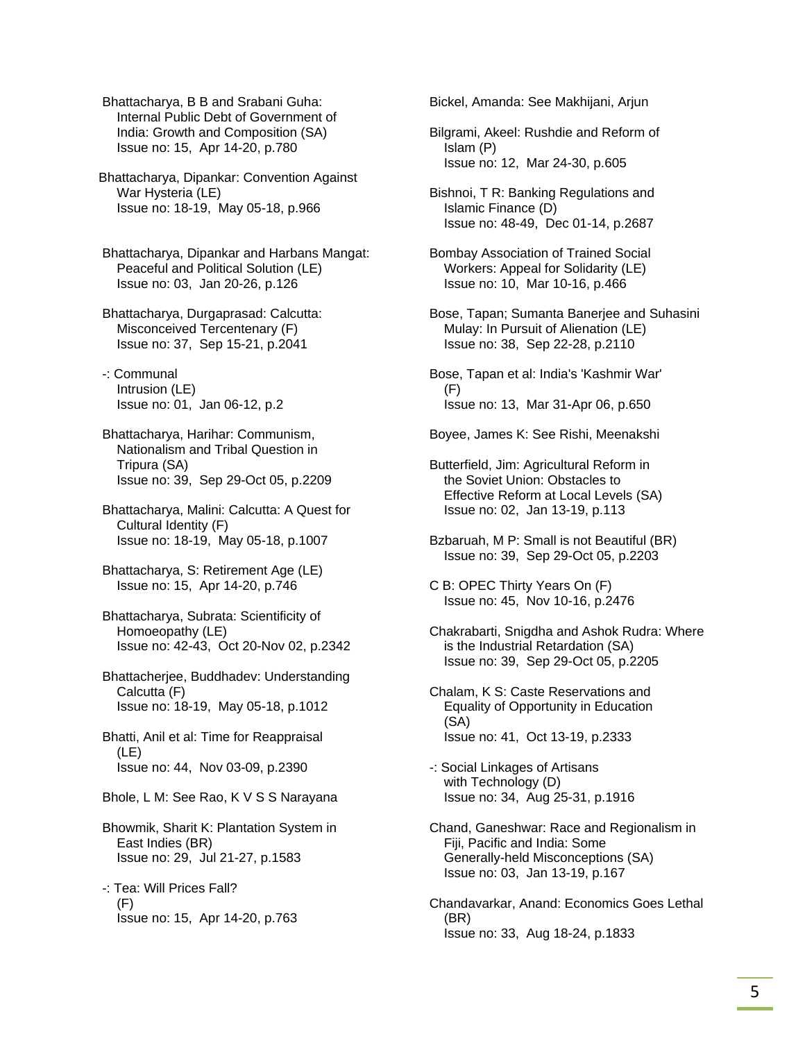Bhattacharya, B B and Srabani Guha: Internal Public Debt of Government of India: Growth and Composition (SA)
Issue no: 15, Apr 14-20, p.780

Bhattacharya, Dipankar: Convention Against War Hysteria (LE)
Issue no: 18-19, May 05-18, p.966

Bhattacharya, Dipankar and Harbans Mangat: Peaceful and Political Solution (LE)
Issue no: 03, Jan 20-26, p.126

Bhattacharya, Durgaprasad: Calcutta: Misconceived Tercentenary (F)
Issue no: 37, Sep 15-21, p.2041

-: Communal Intrusion (LE)
Issue no: 01, Jan 06-12, p.2

Bhattacharya, Harihar: Communism, Nationalism and Tribal Question in Tripura (SA)
Issue no: 39, Sep 29-Oct 05, p.2209

Bhattacharya, Malini: Calcutta: A Quest for Cultural Identity (F)
Issue no: 18-19, May 05-18, p.1007

Bhattacharya, S: Retirement Age (LE)
Issue no: 15, Apr 14-20, p.746

Bhattacharya, Subrata: Scientificity of Homoeopathy (LE)
Issue no: 42-43, Oct 20-Nov 02, p.2342

Bhattacherjee, Buddhadev: Understanding Calcutta (F)
Issue no: 18-19, May 05-18, p.1012

Bhatti, Anil et al: Time for Reappraisal (LE)
Issue no: 44, Nov 03-09, p.2390

Bhole, L M: See Rao, K V S S Narayana

Bhowmik, Sharit K: Plantation System in East Indies (BR)
Issue no: 29, Jul 21-27, p.1583

-: Tea: Will Prices Fall? (F)
Issue no: 15, Apr 14-20, p.763

Bickel, Amanda: See Makhijani, Arjun

Bilgrami, Akeel: Rushdie and Reform of Islam (P)
Issue no: 12, Mar 24-30, p.605

Bishnoi, T R: Banking Regulations and Islamic Finance (D)
Issue no: 48-49, Dec 01-14, p.2687

Bombay Association of Trained Social Workers: Appeal for Solidarity (LE)
Issue no: 10, Mar 10-16, p.466

Bose, Tapan; Sumanta Banerjee and Suhasini Mulay: In Pursuit of Alienation (LE)
Issue no: 38, Sep 22-28, p.2110

Bose, Tapan et al: India's 'Kashmir War' (F)
Issue no: 13, Mar 31-Apr 06, p.650

Boyee, James K: See Rishi, Meenakshi

Butterfield, Jim: Agricultural Reform in the Soviet Union: Obstacles to Effective Reform at Local Levels (SA)
Issue no: 02, Jan 13-19, p.113

Bzbaruah, M P: Small is not Beautiful (BR)
Issue no: 39, Sep 29-Oct 05, p.2203

C B: OPEC Thirty Years On (F)
Issue no: 45, Nov 10-16, p.2476

Chakrabarti, Snigdha and Ashok Rudra: Where is the Industrial Retardation (SA)
Issue no: 39, Sep 29-Oct 05, p.2205

Chalam, K S: Caste Reservations and Equality of Opportunity in Education (SA)
Issue no: 41, Oct 13-19, p.2333

-: Social Linkages of Artisans with Technology (D)
Issue no: 34, Aug 25-31, p.1916

Chand, Ganeshwar: Race and Regionalism in Fiji, Pacific and India: Some Generally-held Misconceptions (SA)
Issue no: 03, Jan 13-19, p.167

Chandavarkar, Anand: Economics Goes Lethal (BR)
Issue no: 33, Aug 18-24, p.1833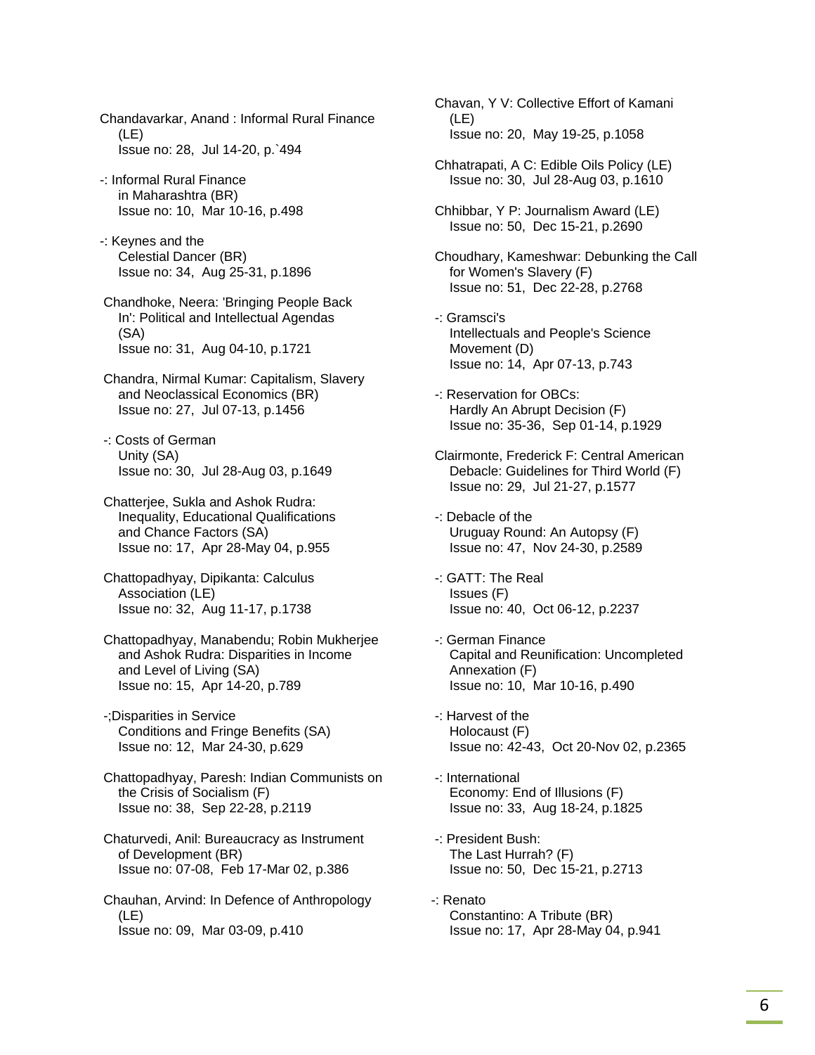Chandavarkar, Anand : Informal Rural Finance (LE)
Issue no: 28, Jul 14-20, p.`494

-: Informal Rural Finance in Maharashtra (BR)
Issue no: 10, Mar 10-16, p.498

-: Keynes and the Celestial Dancer (BR)
Issue no: 34, Aug 25-31, p.1896

Chandhoke, Neera: 'Bringing People Back In': Political and Intellectual Agendas (SA)
Issue no: 31, Aug 04-10, p.1721

Chandra, Nirmal Kumar: Capitalism, Slavery and Neoclassical Economics (BR)
Issue no: 27, Jul 07-13, p.1456

-: Costs of German Unity (SA)
Issue no: 30, Jul 28-Aug 03, p.1649

Chatterjee, Sukla and Ashok Rudra: Inequality, Educational Qualifications and Chance Factors (SA)
Issue no: 17, Apr 28-May 04, p.955

Chattopadhyay, Dipikanta: Calculus Association (LE)
Issue no: 32, Aug 11-17, p.1738

Chattopadhyay, Manabendu; Robin Mukherjee and Ashok Rudra: Disparities in Income and Level of Living (SA)
Issue no: 15, Apr 14-20, p.789

-;Disparities in Service Conditions and Fringe Benefits (SA)
Issue no: 12, Mar 24-30, p.629

Chattopadhyay, Paresh: Indian Communists on the Crisis of Socialism (F)
Issue no: 38, Sep 22-28, p.2119

Chaturvedi, Anil: Bureaucracy as Instrument of Development (BR)
Issue no: 07-08, Feb 17-Mar 02, p.386

Chauhan, Arvind: In Defence of Anthropology (LE)
Issue no: 09, Mar 03-09, p.410

Chavan, Y V: Collective Effort of Kamani (LE)
Issue no: 20, May 19-25, p.1058

Chhatrapati, A C: Edible Oils Policy (LE)
Issue no: 30, Jul 28-Aug 03, p.1610

Chhibbar, Y P: Journalism Award (LE)
Issue no: 50, Dec 15-21, p.2690

Choudhary, Kameshwar: Debunking the Call for Women's Slavery (F)
Issue no: 51, Dec 22-28, p.2768

-: Gramsci's Intellectuals and People's Science Movement (D)
Issue no: 14, Apr 07-13, p.743

-: Reservation for OBCs: Hardly An Abrupt Decision (F)
Issue no: 35-36, Sep 01-14, p.1929

Clairmonte, Frederick F: Central American Debacle: Guidelines for Third World (F)
Issue no: 29, Jul 21-27, p.1577

-: Debacle of the Uruguay Round: An Autopsy (F)
Issue no: 47, Nov 24-30, p.2589

-: GATT: The Real Issues (F)
Issue no: 40, Oct 06-12, p.2237

-: German Finance Capital and Reunification: Uncompleted Annexation (F)
Issue no: 10, Mar 10-16, p.490

-: Harvest of the Holocaust (F)
Issue no: 42-43, Oct 20-Nov 02, p.2365

-: International Economy: End of Illusions (F)
Issue no: 33, Aug 18-24, p.1825

-: President Bush: The Last Hurrah? (F)
Issue no: 50, Dec 15-21, p.2713

-: Renato Constantino: A Tribute (BR)
Issue no: 17, Apr 28-May 04, p.941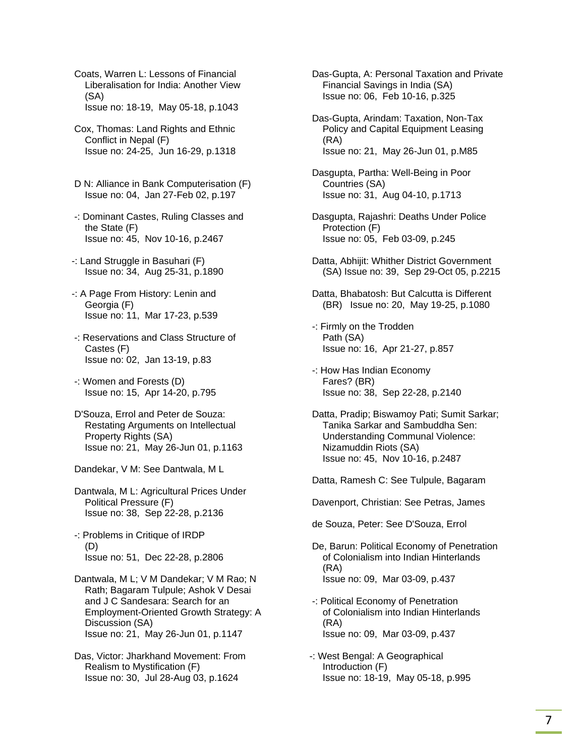Coats, Warren L: Lessons of Financial Liberalisation for India: Another View (SA)
Issue no: 18-19, May 05-18, p.1043

Cox, Thomas: Land Rights and Ethnic Conflict in Nepal (F)
Issue no: 24-25, Jun 16-29, p.1318

D N: Alliance in Bank Computerisation (F)
Issue no: 04, Jan 27-Feb 02, p.197

-: Dominant Castes, Ruling Classes and the State (F)
Issue no: 45, Nov 10-16, p.2467

-: Land Struggle in Basuhari (F)
Issue no: 34, Aug 25-31, p.1890

-: A Page From History: Lenin and Georgia (F)
Issue no: 11, Mar 17-23, p.539

-: Reservations and Class Structure of Castes (F)
Issue no: 02, Jan 13-19, p.83

-: Women and Forests (D)
Issue no: 15, Apr 14-20, p.795

D'Souza, Errol and Peter de Souza: Restating Arguments on Intellectual Property Rights (SA)
Issue no: 21, May 26-Jun 01, p.1163

Dandekar, V M: See Dantwala, M L

Dantwala, M L: Agricultural Prices Under Political Pressure (F)
Issue no: 38, Sep 22-28, p.2136

-: Problems in Critique of IRDP (D)
Issue no: 51, Dec 22-28, p.2806

Dantwala, M L; V M Dandekar; V M Rao; N Rath; Bagaram Tulpule; Ashok V Desai and J C Sandesara: Search for an Employment-Oriented Growth Strategy: A Discussion (SA)
Issue no: 21, May 26-Jun 01, p.1147

Das, Victor: Jharkhand Movement: From Realism to Mystification (F)
Issue no: 30, Jul 28-Aug 03, p.1624

Das-Gupta, A: Personal Taxation and Private Financial Savings in India (SA)
Issue no: 06, Feb 10-16, p.325

Das-Gupta, Arindam: Taxation, Non-Tax Policy and Capital Equipment Leasing (RA)
Issue no: 21, May 26-Jun 01, p.M85

Dasgupta, Partha: Well-Being in Poor Countries (SA)
Issue no: 31, Aug 04-10, p.1713

Dasgupta, Rajashri: Deaths Under Police Protection (F)
Issue no: 05, Feb 03-09, p.245

Datta, Abhijit: Whither District Government (SA) Issue no: 39, Sep 29-Oct 05, p.2215

Datta, Bhabatosh: But Calcutta is Different (BR) Issue no: 20, May 19-25, p.1080

-: Firmly on the Trodden Path (SA)
Issue no: 16, Apr 21-27, p.857

-: How Has Indian Economy Fares? (BR)
Issue no: 38, Sep 22-28, p.2140

Datta, Pradip; Biswamoy Pati; Sumit Sarkar; Tanika Sarkar and Sambuddha Sen: Understanding Communal Violence: Nizamuddin Riots (SA)
Issue no: 45, Nov 10-16, p.2487

Datta, Ramesh C: See Tulpule, Bagaram

Davenport, Christian: See Petras, James

de Souza, Peter: See D'Souza, Errol

De, Barun: Political Economy of Penetration of Colonialism into Indian Hinterlands (RA)
Issue no: 09, Mar 03-09, p.437

-: Political Economy of Penetration of Colonialism into Indian Hinterlands (RA)
Issue no: 09, Mar 03-09, p.437

-: West Bengal: A Geographical Introduction (F)
Issue no: 18-19, May 05-18, p.995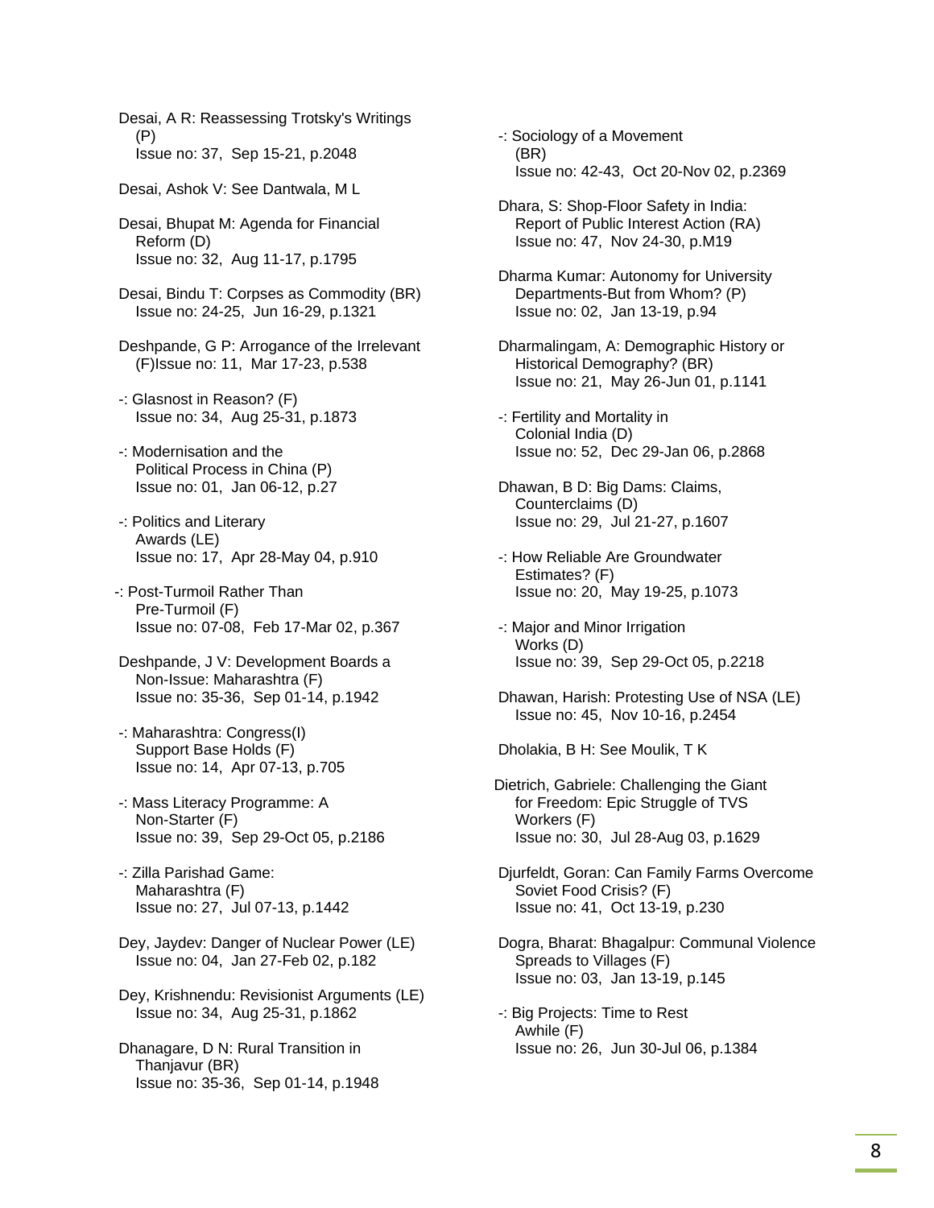Desai, A R: Reassessing Trotsky's Writings (P)
Issue no: 37, Sep 15-21, p.2048

Desai, Ashok V: See Dantwala, M L

Desai, Bhupat M: Agenda for Financial Reform (D)
Issue no: 32, Aug 11-17, p.1795

Desai, Bindu T: Corpses as Commodity (BR)
Issue no: 24-25, Jun 16-29, p.1321

Deshpande, G P: Arrogance of the Irrelevant (F)Issue no: 11, Mar 17-23, p.538

-: Glasnost in Reason? (F)
Issue no: 34, Aug 25-31, p.1873

-: Modernisation and the Political Process in China (P)
Issue no: 01, Jan 06-12, p.27

-: Politics and Literary Awards (LE)
Issue no: 17, Apr 28-May 04, p.910

-: Post-Turmoil Rather Than Pre-Turmoil (F)
Issue no: 07-08, Feb 17-Mar 02, p.367

Deshpande, J V: Development Boards a Non-Issue: Maharashtra (F)
Issue no: 35-36, Sep 01-14, p.1942

-: Maharashtra: Congress(I) Support Base Holds (F)
Issue no: 14, Apr 07-13, p.705

-: Mass Literacy Programme: A Non-Starter (F)
Issue no: 39, Sep 29-Oct 05, p.2186

-: Zilla Parishad Game: Maharashtra (F)
Issue no: 27, Jul 07-13, p.1442

Dey, Jaydev: Danger of Nuclear Power (LE)
Issue no: 04, Jan 27-Feb 02, p.182

Dey, Krishnendu: Revisionist Arguments (LE)
Issue no: 34, Aug 25-31, p.1862

Dhanagare, D N: Rural Transition in Thanjavur (BR)
Issue no: 35-36, Sep 01-14, p.1948

-: Sociology of a Movement (BR)
Issue no: 42-43, Oct 20-Nov 02, p.2369

Dhara, S: Shop-Floor Safety in India: Report of Public Interest Action (RA)
Issue no: 47, Nov 24-30, p.M19

Dharma Kumar: Autonomy for University Departments-But from Whom? (P)
Issue no: 02, Jan 13-19, p.94

Dharmalingam, A: Demographic History or Historical Demography? (BR)
Issue no: 21, May 26-Jun 01, p.1141

-: Fertility and Mortality in Colonial India (D)
Issue no: 52, Dec 29-Jan 06, p.2868

Dhawan, B D: Big Dams: Claims, Counterclaims (D)
Issue no: 29, Jul 21-27, p.1607

-: How Reliable Are Groundwater Estimates? (F)
Issue no: 20, May 19-25, p.1073

-: Major and Minor Irrigation Works (D)
Issue no: 39, Sep 29-Oct 05, p.2218

Dhawan, Harish: Protesting Use of NSA (LE)
Issue no: 45, Nov 10-16, p.2454

Dholakia, B H: See Moulik, T K

Dietrich, Gabriele: Challenging the Giant for Freedom: Epic Struggle of TVS Workers (F)
Issue no: 30, Jul 28-Aug 03, p.1629

Djurfeldt, Goran: Can Family Farms Overcome Soviet Food Crisis? (F)
Issue no: 41, Oct 13-19, p.230

Dogra, Bharat: Bhagalpur: Communal Violence Spreads to Villages (F)
Issue no: 03, Jan 13-19, p.145

-: Big Projects: Time to Rest Awhile (F)
Issue no: 26, Jun 30-Jul 06, p.1384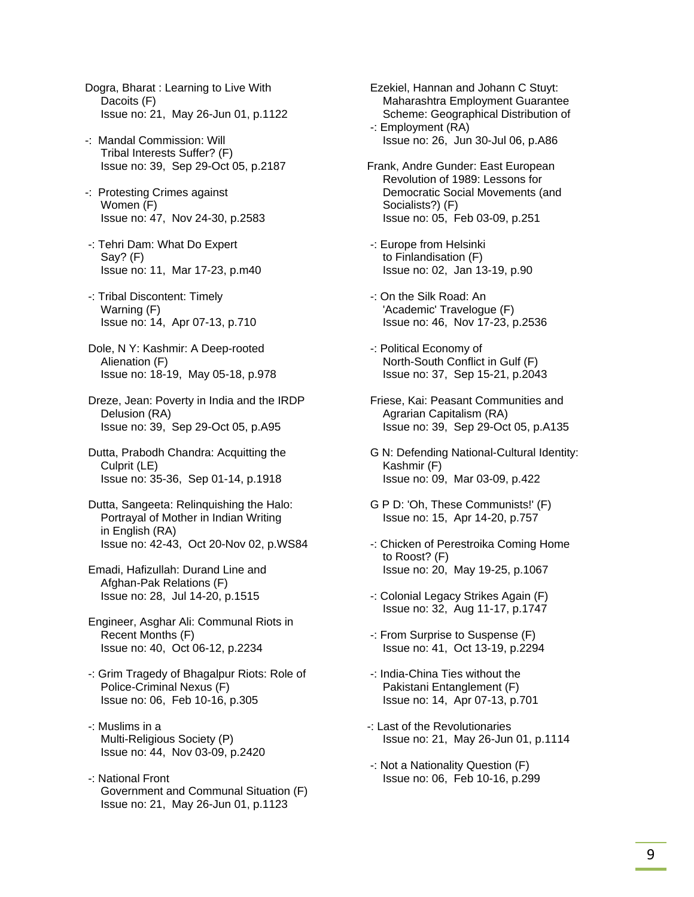Dogra, Bharat : Learning to Live With Dacoits (F)
Issue no: 21, May 26-Jun 01, p.1122

-: Mandal Commission: Will Tribal Interests Suffer? (F)
Issue no: 39, Sep 29-Oct 05, p.2187

-: Protesting Crimes against Women (F)
Issue no: 47, Nov 24-30, p.2583

-: Tehri Dam: What Do Expert Say? (F)
Issue no: 11, Mar 17-23, p.m40

-: Tribal Discontent: Timely Warning (F)
Issue no: 14, Apr 07-13, p.710

Dole, N Y: Kashmir: A Deep-rooted Alienation (F)
Issue no: 18-19, May 05-18, p.978

Dreze, Jean: Poverty in India and the IRDP Delusion (RA)
Issue no: 39, Sep 29-Oct 05, p.A95

Dutta, Prabodh Chandra: Acquitting the Culprit (LE)
Issue no: 35-36, Sep 01-14, p.1918

Dutta, Sangeeta: Relinquishing the Halo: Portrayal of Mother in Indian Writing in English (RA)
Issue no: 42-43, Oct 20-Nov 02, p.WS84

Emadi, Hafizullah: Durand Line and Afghan-Pak Relations (F)
Issue no: 28, Jul 14-20, p.1515

Engineer, Asghar Ali: Communal Riots in Recent Months (F)
Issue no: 40, Oct 06-12, p.2234

-: Grim Tragedy of Bhagalpur Riots: Role of Police-Criminal Nexus (F)
Issue no: 06, Feb 10-16, p.305

-: Muslims in a Multi-Religious Society (P)
Issue no: 44, Nov 03-09, p.2420

-: National Front Government and Communal Situation (F)
Issue no: 21, May 26-Jun 01, p.1123

Ezekiel, Hannan and Johann C Stuyt: Maharashtra Employment Guarantee Scheme: Geographical Distribution of
-: Employment (RA)
Issue no: 26, Jun 30-Jul 06, p.A86

Frank, Andre Gunder: East European Revolution of 1989: Lessons for Democratic Social Movements (and Socialists?) (F)
Issue no: 05, Feb 03-09, p.251

-: Europe from Helsinki to Finlandisation (F)
Issue no: 02, Jan 13-19, p.90

-: On the Silk Road: An 'Academic' Travelogue (F)
Issue no: 46, Nov 17-23, p.2536

-: Political Economy of North-South Conflict in Gulf (F)
Issue no: 37, Sep 15-21, p.2043

Friese, Kai: Peasant Communities and Agrarian Capitalism (RA)
Issue no: 39, Sep 29-Oct 05, p.A135

G N: Defending National-Cultural Identity: Kashmir (F)
Issue no: 09, Mar 03-09, p.422

G P D: 'Oh, These Communists!' (F)
Issue no: 15, Apr 14-20, p.757

-: Chicken of Perestroika Coming Home to Roost? (F)
Issue no: 20, May 19-25, p.1067

-: Colonial Legacy Strikes Again (F)
Issue no: 32, Aug 11-17, p.1747

-: From Surprise to Suspense (F)
Issue no: 41, Oct 13-19, p.2294

-: India-China Ties without the Pakistani Entanglement (F)
Issue no: 14, Apr 07-13, p.701

-: Last of the Revolutionaries
Issue no: 21, May 26-Jun 01, p.1114

-: Not a Nationality Question (F)
Issue no: 06, Feb 10-16, p.299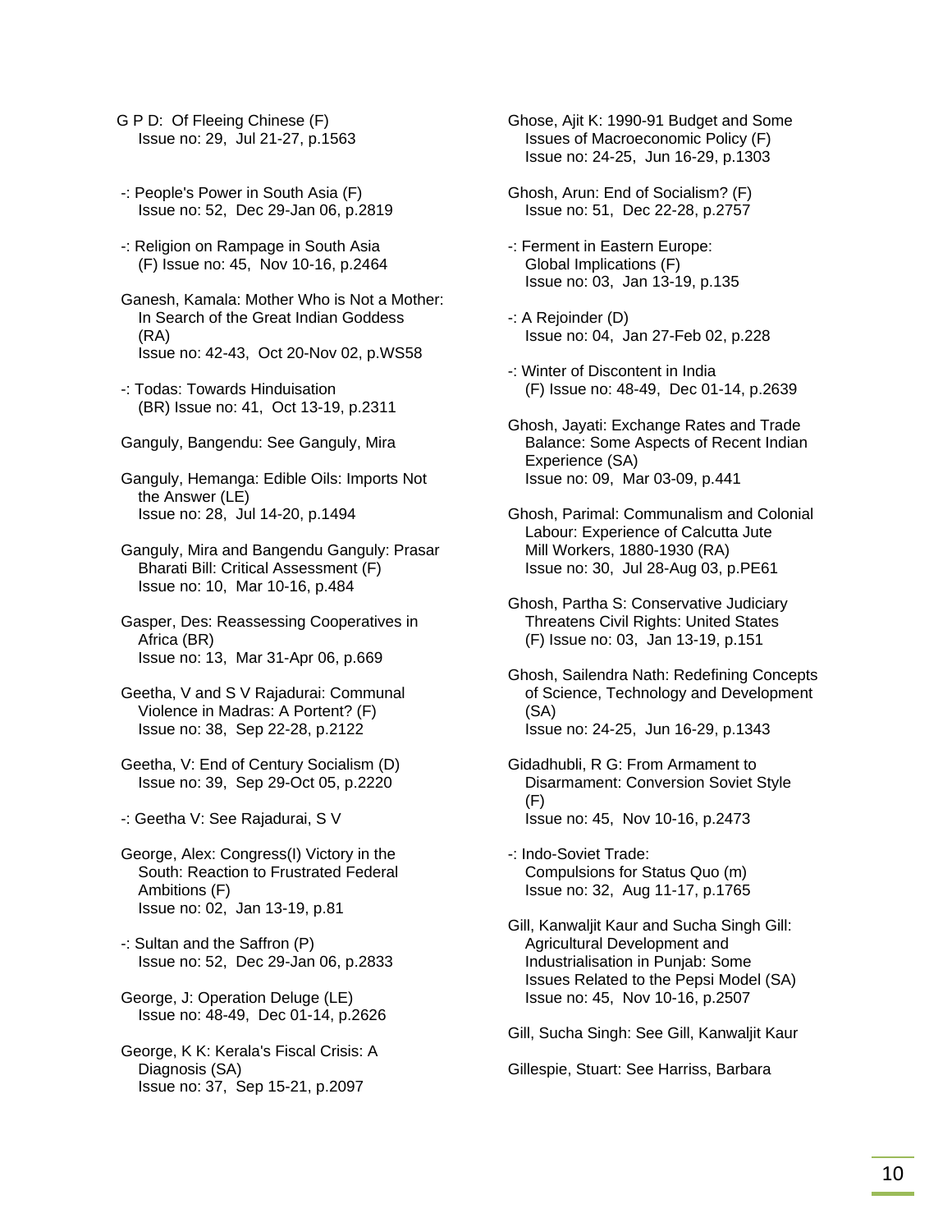G P D: Of Fleeing Chinese (F)
Issue no: 29, Jul 21-27, p.1563

-: People's Power in South Asia (F)
Issue no: 52, Dec 29-Jan 06, p.2819

-: Religion on Rampage in South Asia
(F) Issue no: 45, Nov 10-16, p.2464

Ganesh, Kamala: Mother Who is Not a Mother: In Search of the Great Indian Goddess (RA)
Issue no: 42-43, Oct 20-Nov 02, p.WS58

-: Todas: Towards Hinduisation
(BR) Issue no: 41, Oct 13-19, p.2311

Ganguly, Bangendu: See Ganguly, Mira

Ganguly, Hemanga: Edible Oils: Imports Not the Answer (LE)
Issue no: 28, Jul 14-20, p.1494

Ganguly, Mira and Bangendu Ganguly: Prasar Bharati Bill: Critical Assessment (F)
Issue no: 10, Mar 10-16, p.484

Gasper, Des: Reassessing Cooperatives in Africa (BR)
Issue no: 13, Mar 31-Apr 06, p.669

Geetha, V and S V Rajadurai: Communal Violence in Madras: A Portent? (F)
Issue no: 38, Sep 22-28, p.2122

Geetha, V: End of Century Socialism (D)
Issue no: 39, Sep 29-Oct 05, p.2220

-: Geetha V: See Rajadurai, S V

George, Alex: Congress(I) Victory in the South: Reaction to Frustrated Federal Ambitions (F)
Issue no: 02, Jan 13-19, p.81

-: Sultan and the Saffron (P)
Issue no: 52, Dec 29-Jan 06, p.2833

George, J: Operation Deluge (LE)
Issue no: 48-49, Dec 01-14, p.2626

George, K K: Kerala's Fiscal Crisis: A Diagnosis (SA)
Issue no: 37, Sep 15-21, p.2097

Ghose, Ajit K: 1990-91 Budget and Some Issues of Macroeconomic Policy (F)
Issue no: 24-25, Jun 16-29, p.1303

Ghosh, Arun: End of Socialism? (F)
Issue no: 51, Dec 22-28, p.2757

-: Ferment in Eastern Europe: Global Implications (F)
Issue no: 03, Jan 13-19, p.135

-: A Rejoinder (D)
Issue no: 04, Jan 27-Feb 02, p.228

-: Winter of Discontent in India
(F) Issue no: 48-49, Dec 01-14, p.2639

Ghosh, Jayati: Exchange Rates and Trade Balance: Some Aspects of Recent Indian Experience (SA)
Issue no: 09, Mar 03-09, p.441

Ghosh, Parimal: Communalism and Colonial Labour: Experience of Calcutta Jute Mill Workers, 1880-1930 (RA)
Issue no: 30, Jul 28-Aug 03, p.PE61

Ghosh, Partha S: Conservative Judiciary Threatens Civil Rights: United States
(F) Issue no: 03, Jan 13-19, p.151

Ghosh, Sailendra Nath: Redefining Concepts of Science, Technology and Development (SA)
Issue no: 24-25, Jun 16-29, p.1343

Gidadhubli, R G: From Armament to Disarmament: Conversion Soviet Style (F)
Issue no: 45, Nov 10-16, p.2473

-: Indo-Soviet Trade: Compulsions for Status Quo (m)
Issue no: 32, Aug 11-17, p.1765

Gill, Kanwaljit Kaur and Sucha Singh Gill: Agricultural Development and Industrialisation in Punjab: Some Issues Related to the Pepsi Model (SA)
Issue no: 45, Nov 10-16, p.2507

Gill, Sucha Singh: See Gill, Kanwaljit Kaur

Gillespie, Stuart: See Harriss, Barbara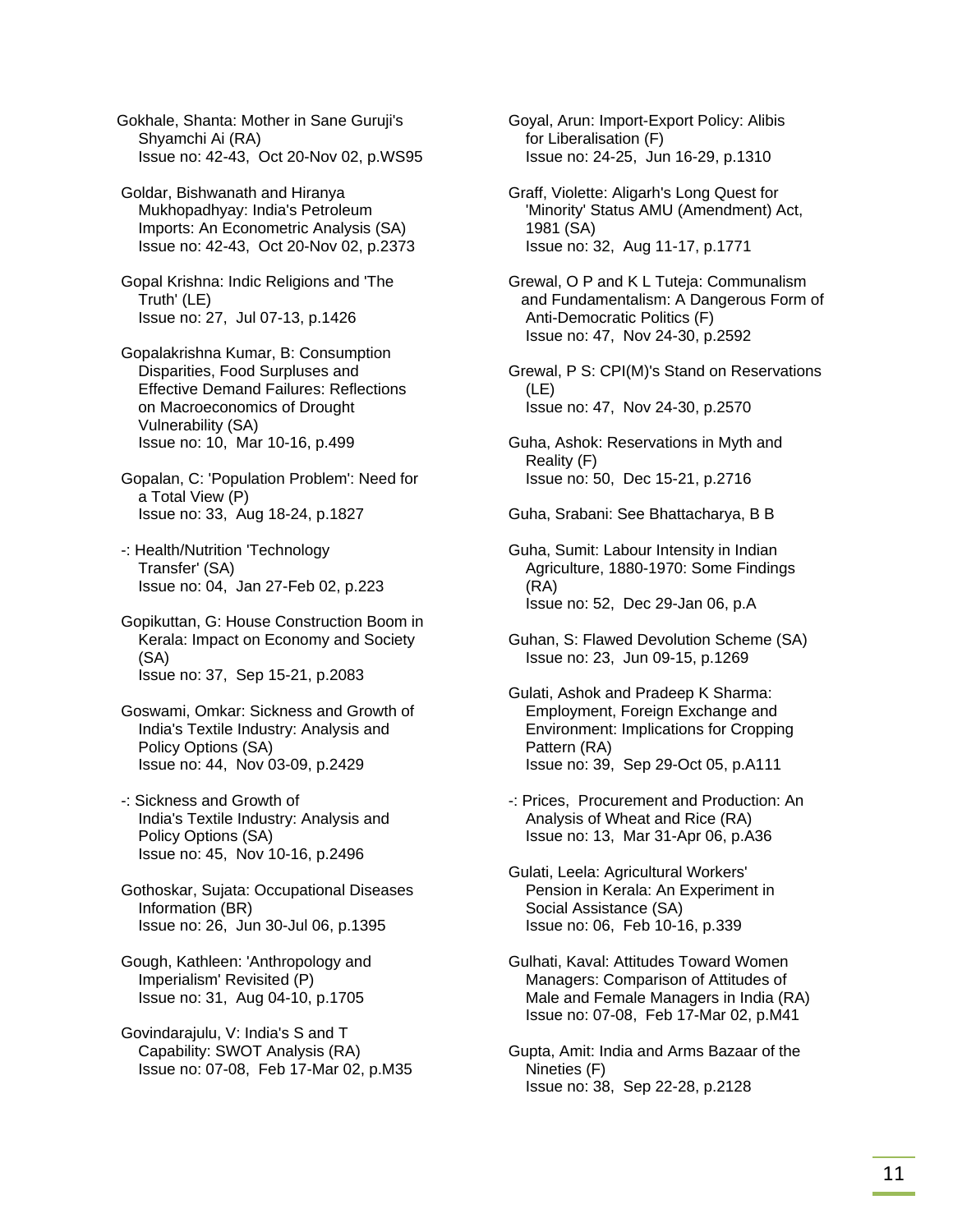Gokhale, Shanta: Mother in Sane Guruji's Shyamchi Ai (RA)
Issue no: 42-43, Oct 20-Nov 02, p.WS95

Goldar, Bishwanath and Hiranya Mukhopadhyay: India's Petroleum Imports: An Econometric Analysis (SA)
Issue no: 42-43, Oct 20-Nov 02, p.2373

Gopal Krishna: Indic Religions and 'The Truth' (LE)
Issue no: 27, Jul 07-13, p.1426

Gopalakrishna Kumar, B: Consumption Disparities, Food Surpluses and Effective Demand Failures: Reflections on Macroeconomics of Drought Vulnerability (SA)
Issue no: 10, Mar 10-16, p.499

Gopalan, C: 'Population Problem': Need for a Total View (P)
Issue no: 33, Aug 18-24, p.1827

-: Health/Nutrition 'Technology Transfer' (SA)
Issue no: 04, Jan 27-Feb 02, p.223

Gopikuttan, G: House Construction Boom in Kerala: Impact on Economy and Society (SA)
Issue no: 37, Sep 15-21, p.2083

Goswami, Omkar: Sickness and Growth of India's Textile Industry: Analysis and Policy Options (SA)
Issue no: 44, Nov 03-09, p.2429

-: Sickness and Growth of India's Textile Industry: Analysis and Policy Options (SA)
Issue no: 45, Nov 10-16, p.2496

Gothoskar, Sujata: Occupational Diseases Information (BR)
Issue no: 26, Jun 30-Jul 06, p.1395

Gough, Kathleen: 'Anthropology and Imperialism' Revisited (P)
Issue no: 31, Aug 04-10, p.1705

Govindarajulu, V: India's S and T Capability: SWOT Analysis (RA)
Issue no: 07-08, Feb 17-Mar 02, p.M35

Goyal, Arun: Import-Export Policy: Alibis for Liberalisation (F)
Issue no: 24-25, Jun 16-29, p.1310

Graff, Violette: Aligarh's Long Quest for 'Minority' Status AMU (Amendment) Act, 1981 (SA)
Issue no: 32, Aug 11-17, p.1771

Grewal, O P and K L Tuteja: Communalism and Fundamentalism: A Dangerous Form of Anti-Democratic Politics (F)
Issue no: 47, Nov 24-30, p.2592

Grewal, P S: CPI(M)'s Stand on Reservations (LE)
Issue no: 47, Nov 24-30, p.2570

Guha, Ashok: Reservations in Myth and Reality (F)
Issue no: 50, Dec 15-21, p.2716

Guha, Srabani: See Bhattacharya, B B

Guha, Sumit: Labour Intensity in Indian Agriculture, 1880-1970: Some Findings (RA)
Issue no: 52, Dec 29-Jan 06, p.A

Guhan, S: Flawed Devolution Scheme (SA)
Issue no: 23, Jun 09-15, p.1269

Gulati, Ashok and Pradeep K Sharma: Employment, Foreign Exchange and Environment: Implications for Cropping Pattern (RA)
Issue no: 39, Sep 29-Oct 05, p.A111

-: Prices, Procurement and Production: An Analysis of Wheat and Rice (RA)
Issue no: 13, Mar 31-Apr 06, p.A36

Gulati, Leela: Agricultural Workers' Pension in Kerala: An Experiment in Social Assistance (SA)
Issue no: 06, Feb 10-16, p.339

Gulhati, Kaval: Attitudes Toward Women Managers: Comparison of Attitudes of Male and Female Managers in India (RA)
Issue no: 07-08, Feb 17-Mar 02, p.M41

Gupta, Amit: India and Arms Bazaar of the Nineties (F)
Issue no: 38, Sep 22-28, p.2128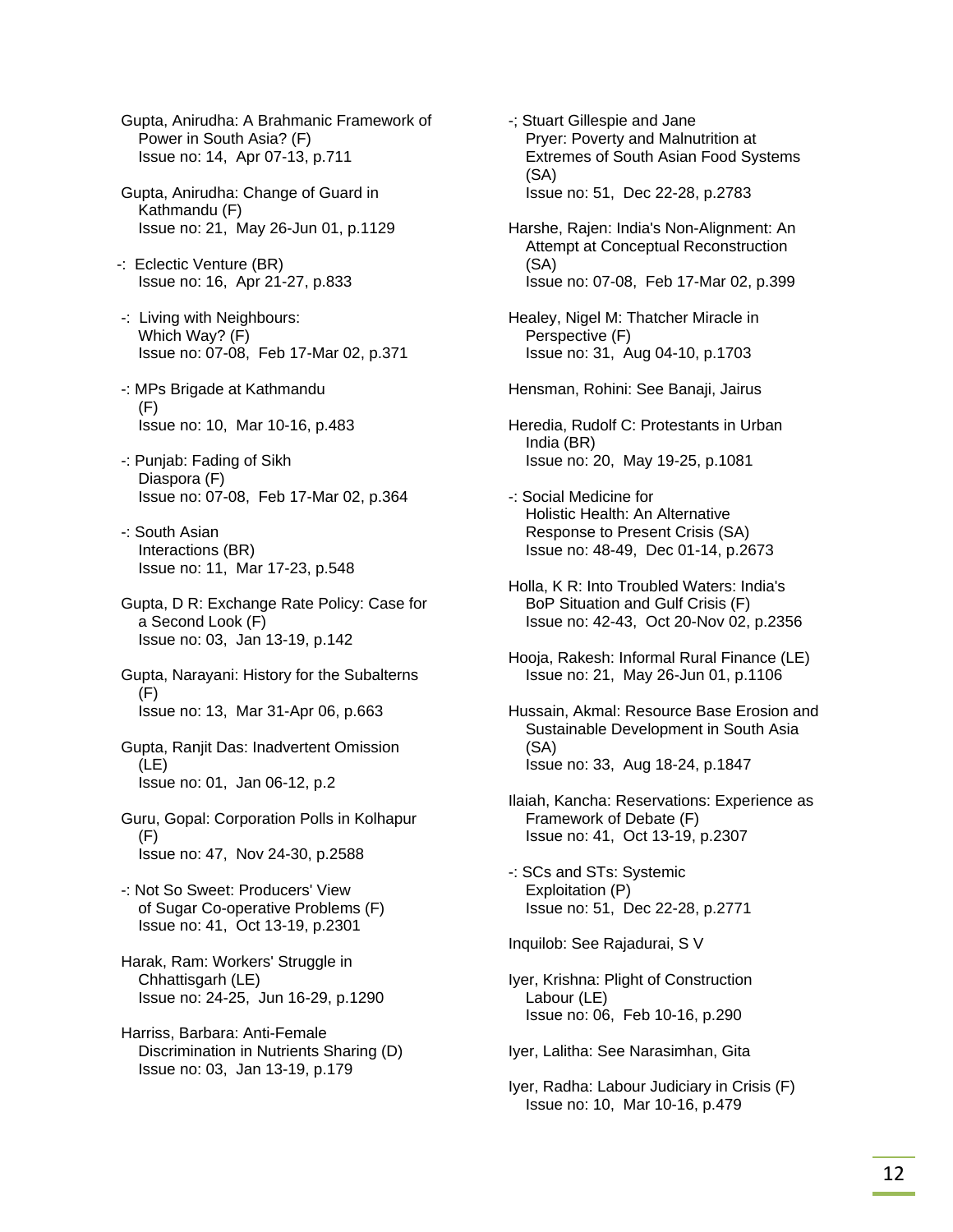Gupta, Anirudha: A Brahmanic Framework of Power in South Asia? (F)
Issue no: 14, Apr 07-13, p.711

Gupta, Anirudha: Change of Guard in Kathmandu (F)
Issue no: 21, May 26-Jun 01, p.1129

-: Eclectic Venture (BR)
Issue no: 16, Apr 21-27, p.833

-: Living with Neighbours: Which Way? (F)
Issue no: 07-08, Feb 17-Mar 02, p.371

-: MPs Brigade at Kathmandu (F)
Issue no: 10, Mar 10-16, p.483

-: Punjab: Fading of Sikh Diaspora (F)
Issue no: 07-08, Feb 17-Mar 02, p.364

-: South Asian Interactions (BR)
Issue no: 11, Mar 17-23, p.548

Gupta, D R: Exchange Rate Policy: Case for a Second Look (F)
Issue no: 03, Jan 13-19, p.142

Gupta, Narayani: History for the Subalterns (F)
Issue no: 13, Mar 31-Apr 06, p.663

Gupta, Ranjit Das: Inadvertent Omission (LE)
Issue no: 01, Jan 06-12, p.2

Guru, Gopal: Corporation Polls in Kolhapur (F)
Issue no: 47, Nov 24-30, p.2588

-: Not So Sweet: Producers' View of Sugar Co-operative Problems (F)
Issue no: 41, Oct 13-19, p.2301

Harak, Ram: Workers' Struggle in Chhattisgarh (LE)
Issue no: 24-25, Jun 16-29, p.1290

Harriss, Barbara: Anti-Female Discrimination in Nutrients Sharing (D)
Issue no: 03, Jan 13-19, p.179

-; Stuart Gillespie and Jane Pryer: Poverty and Malnutrition at Extremes of South Asian Food Systems (SA)
Issue no: 51, Dec 22-28, p.2783

Harshe, Rajen: India's Non-Alignment: An Attempt at Conceptual Reconstruction (SA)
Issue no: 07-08, Feb 17-Mar 02, p.399

Healey, Nigel M: Thatcher Miracle in Perspective (F)
Issue no: 31, Aug 04-10, p.1703

Hensman, Rohini: See Banaji, Jairus

Heredia, Rudolf C: Protestants in Urban India (BR)
Issue no: 20, May 19-25, p.1081

-: Social Medicine for Holistic Health: An Alternative Response to Present Crisis (SA)
Issue no: 48-49, Dec 01-14, p.2673

Holla, K R: Into Troubled Waters: India's BoP Situation and Gulf Crisis (F)
Issue no: 42-43, Oct 20-Nov 02, p.2356

Hooja, Rakesh: Informal Rural Finance (LE)
Issue no: 21, May 26-Jun 01, p.1106

Hussain, Akmal: Resource Base Erosion and Sustainable Development in South Asia (SA)
Issue no: 33, Aug 18-24, p.1847

Ilaiah, Kancha: Reservations: Experience as Framework of Debate (F)
Issue no: 41, Oct 13-19, p.2307

-: SCs and STs: Systemic Exploitation (P)
Issue no: 51, Dec 22-28, p.2771

Inquilob: See Rajadurai, S V

Iyer, Krishna: Plight of Construction Labour (LE)
Issue no: 06, Feb 10-16, p.290

Iyer, Lalitha: See Narasimhan, Gita

Iyer, Radha: Labour Judiciary in Crisis (F)
Issue no: 10, Mar 10-16, p.479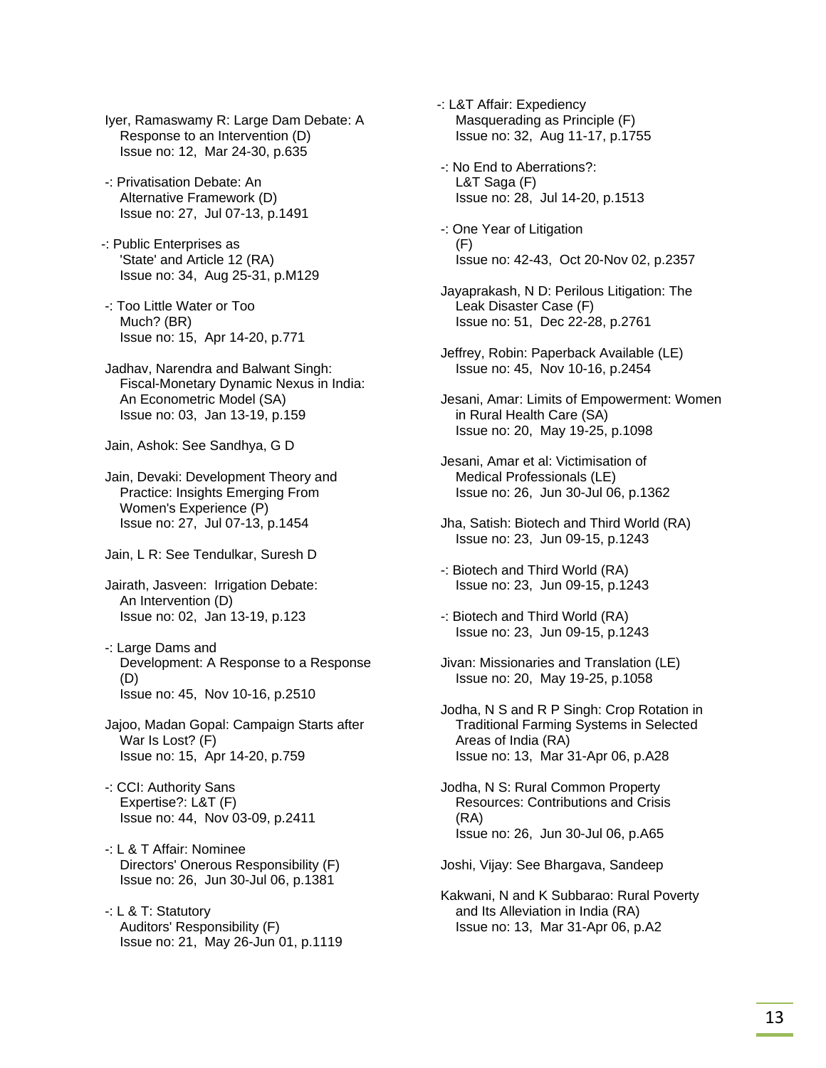Iyer, Ramaswamy R: Large Dam Debate: A Response to an Intervention (D)
Issue no: 12, Mar 24-30, p.635

-: Privatisation Debate: An Alternative Framework (D)
Issue no: 27, Jul 07-13, p.1491

-: Public Enterprises as 'State' and Article 12 (RA)
Issue no: 34, Aug 25-31, p.M129

-: Too Little Water or Too Much? (BR)
Issue no: 15, Apr 14-20, p.771

Jadhav, Narendra and Balwant Singh: Fiscal-Monetary Dynamic Nexus in India: An Econometric Model (SA)
Issue no: 03, Jan 13-19, p.159

Jain, Ashok: See Sandhya, G D

Jain, Devaki: Development Theory and Practice: Insights Emerging From Women's Experience (P)
Issue no: 27, Jul 07-13, p.1454

Jain, L R: See Tendulkar, Suresh D

Jairath, Jasveen: Irrigation Debate: An Intervention (D)
Issue no: 02, Jan 13-19, p.123

-: Large Dams and Development: A Response to a Response (D)
Issue no: 45, Nov 10-16, p.2510

Jajoo, Madan Gopal: Campaign Starts after War Is Lost? (F)
Issue no: 15, Apr 14-20, p.759

-: CCI: Authority Sans Expertise?: L&T (F)
Issue no: 44, Nov 03-09, p.2411

-: L & T Affair: Nominee Directors' Onerous Responsibility (F)
Issue no: 26, Jun 30-Jul 06, p.1381

-: L & T: Statutory Auditors' Responsibility (F)
Issue no: 21, May 26-Jun 01, p.1119

-: L&T Affair: Expediency Masquerading as Principle (F)
Issue no: 32, Aug 11-17, p.1755

-: No End to Aberrations?: L&T Saga (F)
Issue no: 28, Jul 14-20, p.1513

-: One Year of Litigation (F)
Issue no: 42-43, Oct 20-Nov 02, p.2357

Jayaprakash, N D: Perilous Litigation: The Leak Disaster Case (F)
Issue no: 51, Dec 22-28, p.2761

Jeffrey, Robin: Paperback Available (LE)
Issue no: 45, Nov 10-16, p.2454

Jesani, Amar: Limits of Empowerment: Women in Rural Health Care (SA)
Issue no: 20, May 19-25, p.1098

Jesani, Amar et al: Victimisation of Medical Professionals (LE)
Issue no: 26, Jun 30-Jul 06, p.1362

Jha, Satish: Biotech and Third World (RA)
Issue no: 23, Jun 09-15, p.1243

-: Biotech and Third World (RA)
Issue no: 23, Jun 09-15, p.1243

-: Biotech and Third World (RA)
Issue no: 23, Jun 09-15, p.1243

Jivan: Missionaries and Translation (LE)
Issue no: 20, May 19-25, p.1058

Jodha, N S and R P Singh: Crop Rotation in Traditional Farming Systems in Selected Areas of India (RA)
Issue no: 13, Mar 31-Apr 06, p.A28

Jodha, N S: Rural Common Property Resources: Contributions and Crisis (RA)
Issue no: 26, Jun 30-Jul 06, p.A65

Joshi, Vijay: See Bhargava, Sandeep

Kakwani, N and K Subbarao: Rural Poverty and Its Alleviation in India (RA)
Issue no: 13, Mar 31-Apr 06, p.A2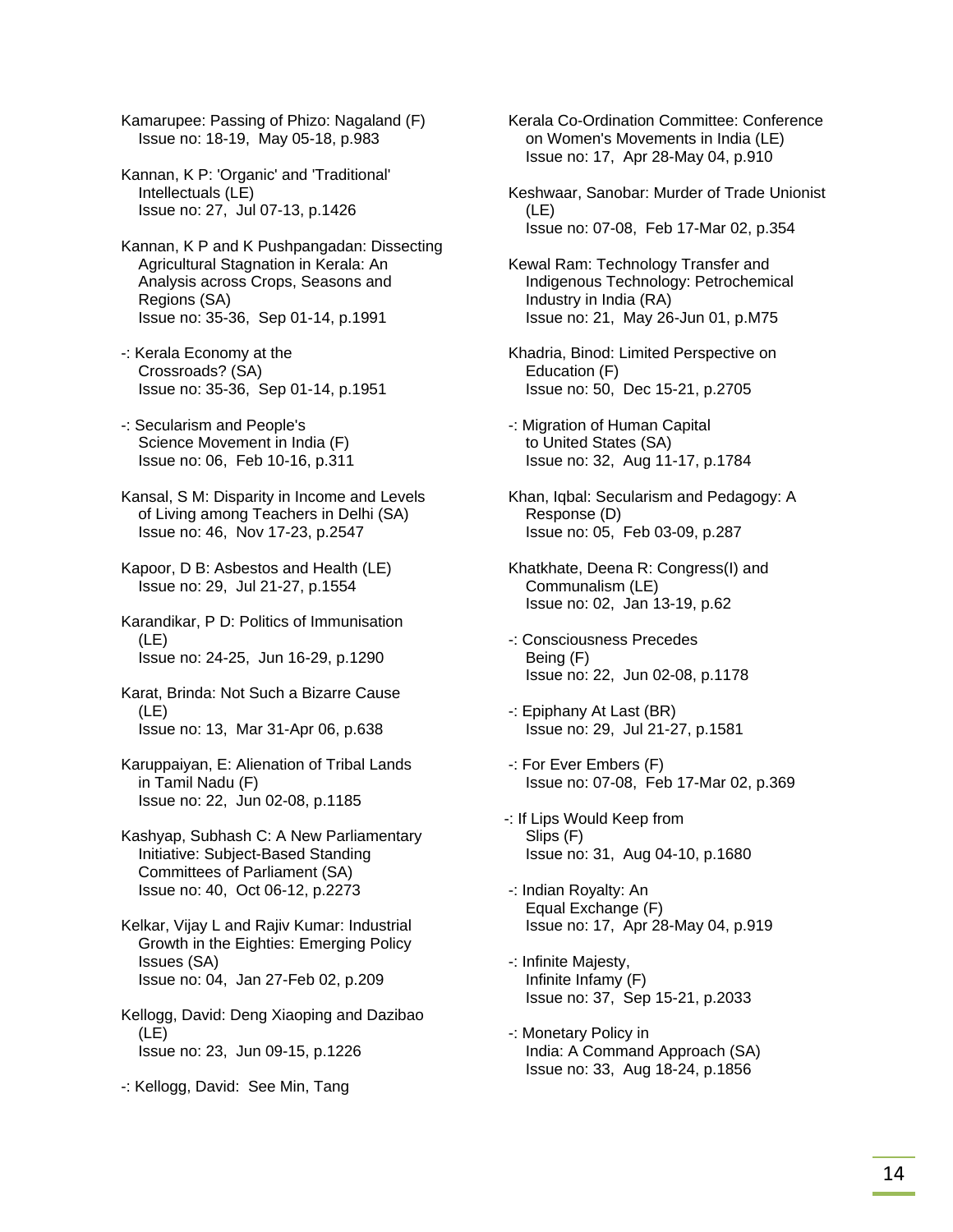Kamarupee: Passing of Phizo: Nagaland (F)
Issue no: 18-19, May 05-18, p.983

Kannan, K P: 'Organic' and 'Traditional' Intellectuals (LE)
Issue no: 27, Jul 07-13, p.1426

Kannan, K P and K Pushpangadan: Dissecting Agricultural Stagnation in Kerala: An Analysis across Crops, Seasons and Regions (SA)
Issue no: 35-36, Sep 01-14, p.1991

-: Kerala Economy at the Crossroads? (SA)
Issue no: 35-36, Sep 01-14, p.1951

-: Secularism and People's Science Movement in India (F)
Issue no: 06, Feb 10-16, p.311

Kansal, S M: Disparity in Income and Levels of Living among Teachers in Delhi (SA)
Issue no: 46, Nov 17-23, p.2547

Kapoor, D B: Asbestos and Health (LE)
Issue no: 29, Jul 21-27, p.1554

Karandikar, P D: Politics of Immunisation (LE)
Issue no: 24-25, Jun 16-29, p.1290

Karat, Brinda: Not Such a Bizarre Cause (LE)
Issue no: 13, Mar 31-Apr 06, p.638

Karuppaiyan, E: Alienation of Tribal Lands in Tamil Nadu (F)
Issue no: 22, Jun 02-08, p.1185

Kashyap, Subhash C: A New Parliamentary Initiative: Subject-Based Standing Committees of Parliament (SA)
Issue no: 40, Oct 06-12, p.2273

Kelkar, Vijay L and Rajiv Kumar: Industrial Growth in the Eighties: Emerging Policy Issues (SA)
Issue no: 04, Jan 27-Feb 02, p.209

Kellogg, David: Deng Xiaoping and Dazibao (LE)
Issue no: 23, Jun 09-15, p.1226

-: Kellogg, David: See Min, Tang

Kerala Co-Ordination Committee: Conference on Women's Movements in India (LE)
Issue no: 17, Apr 28-May 04, p.910

Keshwaar, Sanobar: Murder of Trade Unionist (LE)
Issue no: 07-08, Feb 17-Mar 02, p.354

Kewal Ram: Technology Transfer and Indigenous Technology: Petrochemical Industry in India (RA)
Issue no: 21, May 26-Jun 01, p.M75

Khadria, Binod: Limited Perspective on Education (F)
Issue no: 50, Dec 15-21, p.2705

-: Migration of Human Capital to United States (SA)
Issue no: 32, Aug 11-17, p.1784

Khan, Iqbal: Secularism and Pedagogy: A Response (D)
Issue no: 05, Feb 03-09, p.287

Khatkhate, Deena R: Congress(I) and Communalism (LE)
Issue no: 02, Jan 13-19, p.62

-: Consciousness Precedes Being (F)
Issue no: 22, Jun 02-08, p.1178

-: Epiphany At Last (BR)
Issue no: 29, Jul 21-27, p.1581

-: For Ever Embers (F)
Issue no: 07-08, Feb 17-Mar 02, p.369

-: If Lips Would Keep from Slips (F)
Issue no: 31, Aug 04-10, p.1680

-: Indian Royalty: An Equal Exchange (F)
Issue no: 17, Apr 28-May 04, p.919

-: Infinite Majesty, Infinite Infamy (F)
Issue no: 37, Sep 15-21, p.2033

-: Monetary Policy in India: A Command Approach (SA)
Issue no: 33, Aug 18-24, p.1856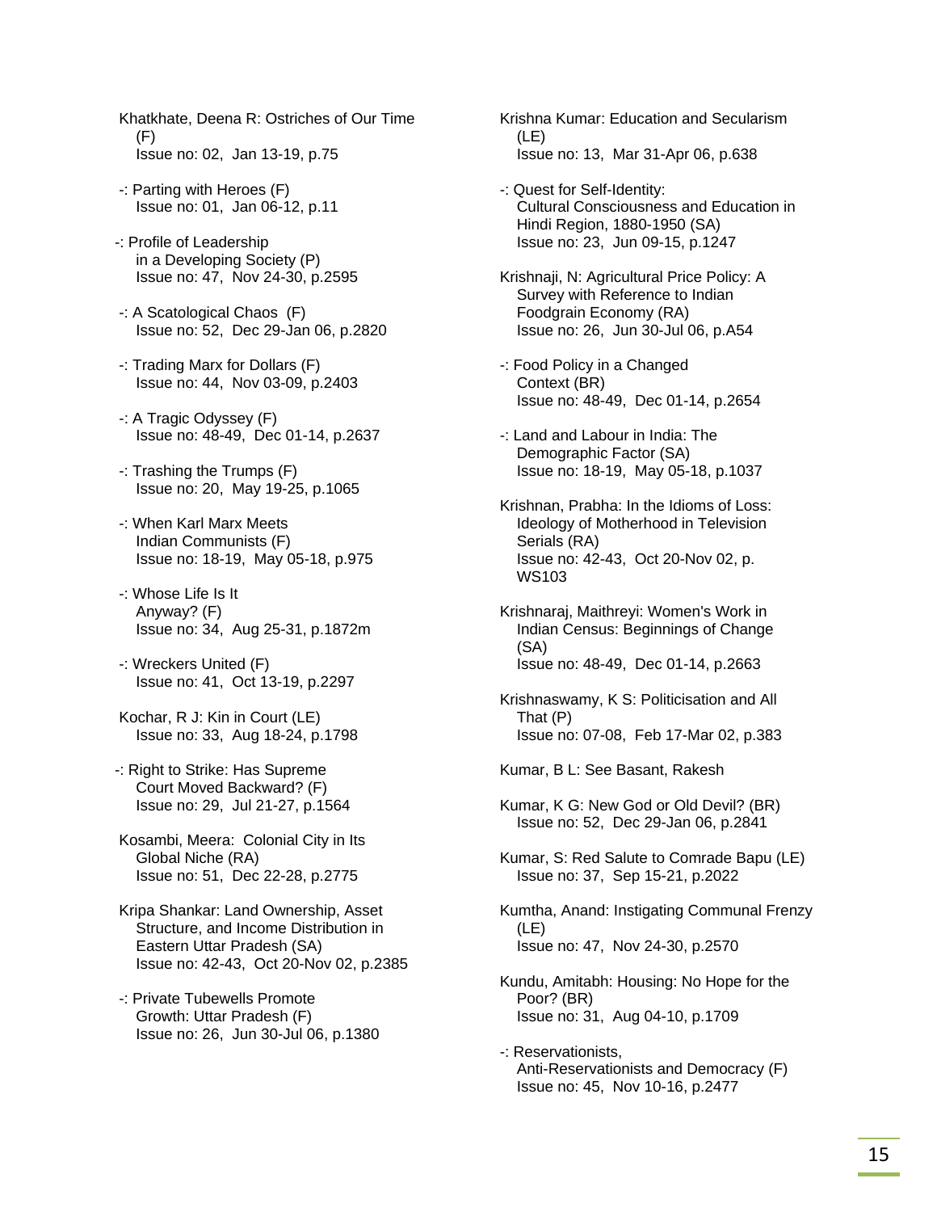Khatkhate, Deena R: Ostriches of Our Time (F)
Issue no: 02, Jan 13-19, p.75

-: Parting with Heroes (F)
Issue no: 01, Jan 06-12, p.11

-: Profile of Leadership in a Developing Society (P)
Issue no: 47, Nov 24-30, p.2595

-: A Scatological Chaos (F)
Issue no: 52, Dec 29-Jan 06, p.2820

-: Trading Marx for Dollars (F)
Issue no: 44, Nov 03-09, p.2403

-: A Tragic Odyssey (F)
Issue no: 48-49, Dec 01-14, p.2637

-: Trashing the Trumps (F)
Issue no: 20, May 19-25, p.1065

-: When Karl Marx Meets Indian Communists (F)
Issue no: 18-19, May 05-18, p.975

-: Whose Life Is It Anyway? (F)
Issue no: 34, Aug 25-31, p.1872m

-: Wreckers United (F)
Issue no: 41, Oct 13-19, p.2297

Kochar, R J: Kin in Court (LE)
Issue no: 33, Aug 18-24, p.1798

-: Right to Strike: Has Supreme Court Moved Backward? (F)
Issue no: 29, Jul 21-27, p.1564

Kosambi, Meera: Colonial City in Its Global Niche (RA)
Issue no: 51, Dec 22-28, p.2775

Kripa Shankar: Land Ownership, Asset Structure, and Income Distribution in Eastern Uttar Pradesh (SA)
Issue no: 42-43, Oct 20-Nov 02, p.2385

-: Private Tubewells Promote Growth: Uttar Pradesh (F)
Issue no: 26, Jun 30-Jul 06, p.1380

Krishna Kumar: Education and Secularism (LE)
Issue no: 13, Mar 31-Apr 06, p.638

-: Quest for Self-Identity: Cultural Consciousness and Education in Hindi Region, 1880-1950 (SA)
Issue no: 23, Jun 09-15, p.1247

Krishnaji, N: Agricultural Price Policy: A Survey with Reference to Indian Foodgrain Economy (RA)
Issue no: 26, Jun 30-Jul 06, p.A54

-: Food Policy in a Changed Context (BR)
Issue no: 48-49, Dec 01-14, p.2654

-: Land and Labour in India: The Demographic Factor (SA)
Issue no: 18-19, May 05-18, p.1037

Krishnan, Prabha: In the Idioms of Loss: Ideology of Motherhood in Television Serials (RA)
Issue no: 42-43, Oct 20-Nov 02, p. WS103

Krishnaraj, Maithreyi: Women's Work in Indian Census: Beginnings of Change (SA)
Issue no: 48-49, Dec 01-14, p.2663

Krishnaswamy, K S: Politicisation and All That (P)
Issue no: 07-08, Feb 17-Mar 02, p.383

Kumar, B L: See Basant, Rakesh

Kumar, K G: New God or Old Devil? (BR)
Issue no: 52, Dec 29-Jan 06, p.2841

Kumar, S: Red Salute to Comrade Bapu (LE)
Issue no: 37, Sep 15-21, p.2022

Kumtha, Anand: Instigating Communal Frenzy (LE)
Issue no: 47, Nov 24-30, p.2570

Kundu, Amitabh: Housing: No Hope for the Poor? (BR)
Issue no: 31, Aug 04-10, p.1709

-: Reservationists, Anti-Reservationists and Democracy (F)
Issue no: 45, Nov 10-16, p.2477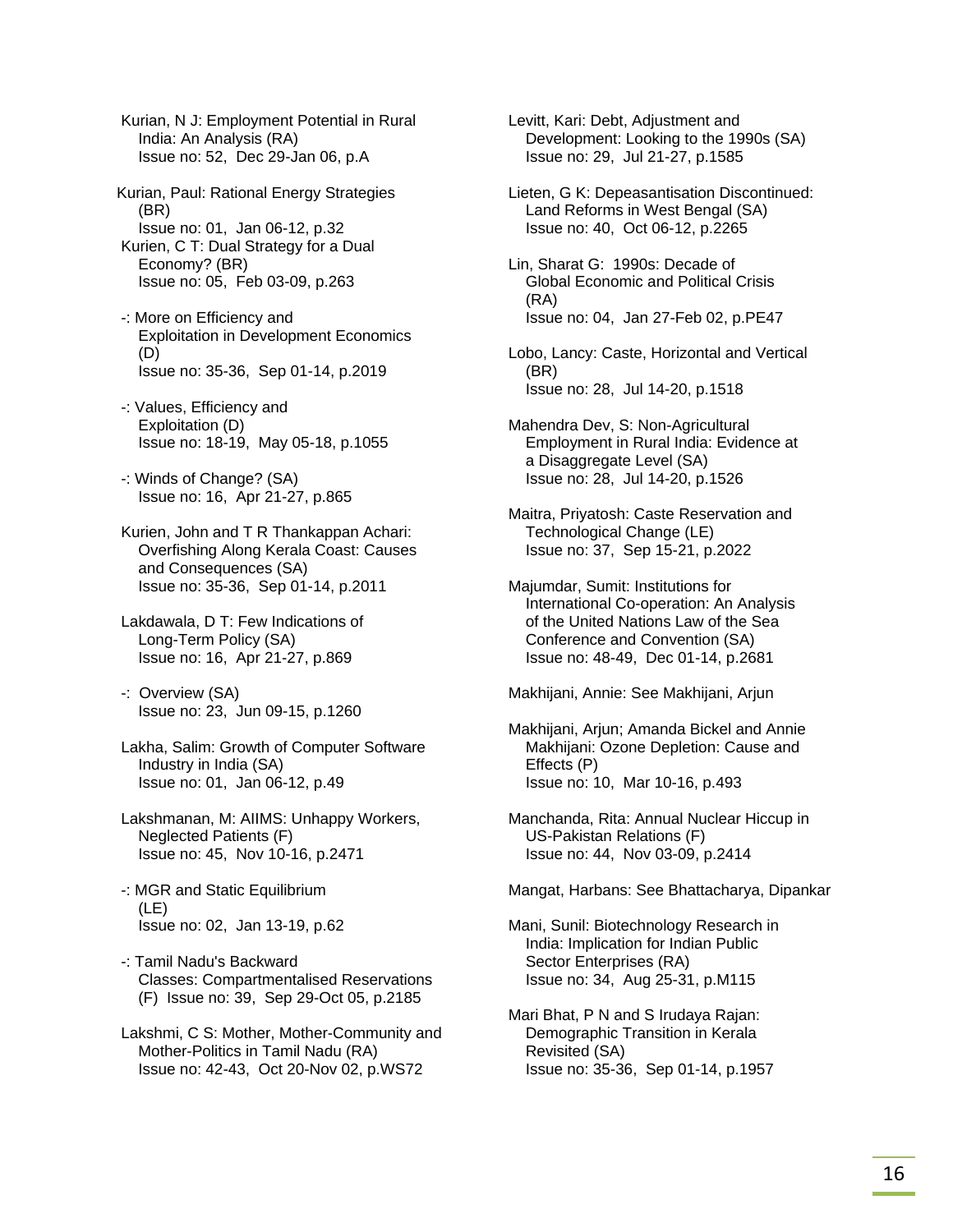Kurian, N J: Employment Potential in Rural India: An Analysis (RA)
Issue no: 52, Dec 29-Jan 06, p.A

Kurian, Paul: Rational Energy Strategies (BR)
Issue no: 01, Jan 06-12, p.32

Kurien, C T: Dual Strategy for a Dual Economy? (BR)
Issue no: 05, Feb 03-09, p.263

-: More on Efficiency and Exploitation in Development Economics (D)
Issue no: 35-36, Sep 01-14, p.2019

-: Values, Efficiency and Exploitation (D)
Issue no: 18-19, May 05-18, p.1055

-: Winds of Change? (SA)
Issue no: 16, Apr 21-27, p.865

Kurien, John and T R Thankappan Achari: Overfishing Along Kerala Coast: Causes and Consequences (SA)
Issue no: 35-36, Sep 01-14, p.2011

Lakdawala, D T: Few Indications of Long-Term Policy (SA)
Issue no: 16, Apr 21-27, p.869

-: Overview (SA)
Issue no: 23, Jun 09-15, p.1260

Lakha, Salim: Growth of Computer Software Industry in India (SA)
Issue no: 01, Jan 06-12, p.49

Lakshmanan, M: AIIMS: Unhappy Workers, Neglected Patients (F)
Issue no: 45, Nov 10-16, p.2471

-: MGR and Static Equilibrium (LE)
Issue no: 02, Jan 13-19, p.62

-: Tamil Nadu's Backward Classes: Compartmentalised Reservations (F) Issue no: 39, Sep 29-Oct 05, p.2185

Lakshmi, C S: Mother, Mother-Community and Mother-Politics in Tamil Nadu (RA)
Issue no: 42-43, Oct 20-Nov 02, p.WS72

Levitt, Kari: Debt, Adjustment and Development: Looking to the 1990s (SA)
Issue no: 29, Jul 21-27, p.1585

Lieten, G K: Depeasantisation Discontinued: Land Reforms in West Bengal (SA)
Issue no: 40, Oct 06-12, p.2265

Lin, Sharat G: 1990s: Decade of Global Economic and Political Crisis (RA)
Issue no: 04, Jan 27-Feb 02, p.PE47

Lobo, Lancy: Caste, Horizontal and Vertical (BR)
Issue no: 28, Jul 14-20, p.1518

Mahendra Dev, S: Non-Agricultural Employment in Rural India: Evidence at a Disaggregate Level (SA)
Issue no: 28, Jul 14-20, p.1526

Maitra, Priyatosh: Caste Reservation and Technological Change (LE)
Issue no: 37, Sep 15-21, p.2022

Majumdar, Sumit: Institutions for International Co-operation: An Analysis of the United Nations Law of the Sea Conference and Convention (SA)
Issue no: 48-49, Dec 01-14, p.2681

Makhijani, Annie: See Makhijani, Arjun

Makhijani, Arjun; Amanda Bickel and Annie Makhijani: Ozone Depletion: Cause and Effects (P)
Issue no: 10, Mar 10-16, p.493

Manchanda, Rita: Annual Nuclear Hiccup in US-Pakistan Relations (F)
Issue no: 44, Nov 03-09, p.2414

Mangat, Harbans: See Bhattacharya, Dipankar

Mani, Sunil: Biotechnology Research in India: Implication for Indian Public Sector Enterprises (RA)
Issue no: 34, Aug 25-31, p.M115

Mari Bhat, P N and S Irudaya Rajan: Demographic Transition in Kerala Revisited (SA)
Issue no: 35-36, Sep 01-14, p.1957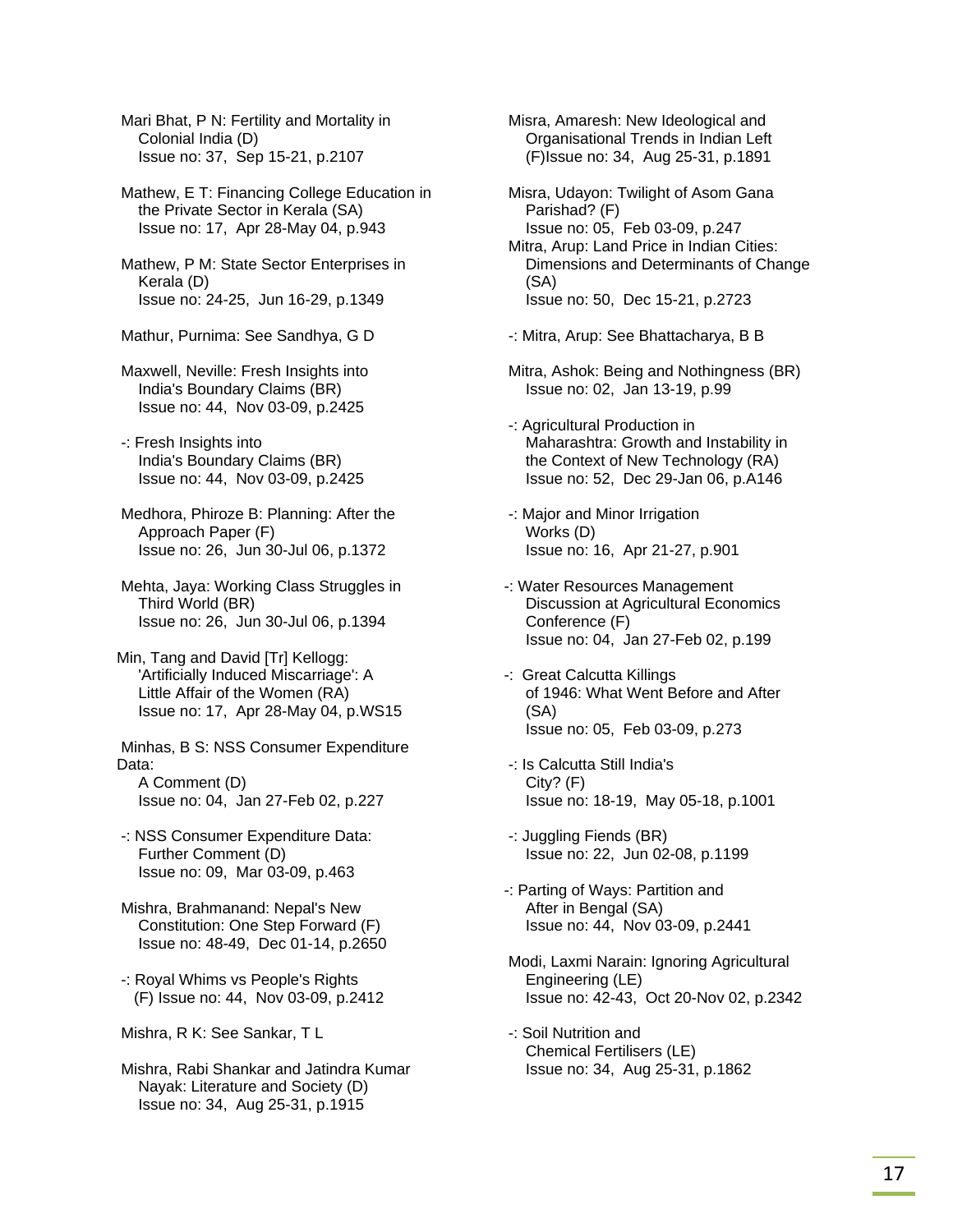Mari Bhat, P N: Fertility and Mortality in Colonial India (D)
Issue no: 37, Sep 15-21, p.2107

Mathew, E T: Financing College Education in the Private Sector in Kerala (SA)
Issue no: 17, Apr 28-May 04, p.943

Mathew, P M: State Sector Enterprises in Kerala (D)
Issue no: 24-25, Jun 16-29, p.1349

Mathur, Purnima: See Sandhya, G D

Maxwell, Neville: Fresh Insights into India's Boundary Claims (BR)
Issue no: 44, Nov 03-09, p.2425

-: Fresh Insights into India's Boundary Claims (BR)
Issue no: 44, Nov 03-09, p.2425

Medhora, Phiroze B: Planning: After the Approach Paper (F)
Issue no: 26, Jun 30-Jul 06, p.1372

Mehta, Jaya: Working Class Struggles in Third World (BR)
Issue no: 26, Jun 30-Jul 06, p.1394

Min, Tang and David [Tr] Kellogg: 'Artificially Induced Miscarriage': A Little Affair of the Women (RA)
Issue no: 17, Apr 28-May 04, p.WS15

Minhas, B S: NSS Consumer Expenditure Data: A Comment (D)
Issue no: 04, Jan 27-Feb 02, p.227

-: NSS Consumer Expenditure Data: Further Comment (D)
Issue no: 09, Mar 03-09, p.463

Mishra, Brahmanand: Nepal's New Constitution: One Step Forward (F)
Issue no: 48-49, Dec 01-14, p.2650

-: Royal Whims vs People's Rights (F) Issue no: 44, Nov 03-09, p.2412

Mishra, R K: See Sankar, T L

Mishra, Rabi Shankar and Jatindra Kumar Nayak: Literature and Society (D)
Issue no: 34, Aug 25-31, p.1915

Misra, Amaresh: New Ideological and Organisational Trends in Indian Left (F)Issue no: 34, Aug 25-31, p.1891

Misra, Udayon: Twilight of Asom Gana Parishad? (F)
Issue no: 05, Feb 03-09, p.247

Mitra, Arup: Land Price in Indian Cities: Dimensions and Determinants of Change (SA)
Issue no: 50, Dec 15-21, p.2723

-: Mitra, Arup: See Bhattacharya, B B

Mitra, Ashok: Being and Nothingness (BR)
Issue no: 02, Jan 13-19, p.99

-: Agricultural Production in Maharashtra: Growth and Instability in the Context of New Technology (RA)
Issue no: 52, Dec 29-Jan 06, p.A146

-: Major and Minor Irrigation Works (D)
Issue no: 16, Apr 21-27, p.901

-: Water Resources Management Discussion at Agricultural Economics Conference (F)
Issue no: 04, Jan 27-Feb 02, p.199

-: Great Calcutta Killings of 1946: What Went Before and After (SA)
Issue no: 05, Feb 03-09, p.273

-: Is Calcutta Still India's City? (F)
Issue no: 18-19, May 05-18, p.1001

-: Juggling Fiends (BR)
Issue no: 22, Jun 02-08, p.1199

-: Parting of Ways: Partition and After in Bengal (SA)
Issue no: 44, Nov 03-09, p.2441

Modi, Laxmi Narain: Ignoring Agricultural Engineering (LE)
Issue no: 42-43, Oct 20-Nov 02, p.2342

-: Soil Nutrition and Chemical Fertilisers (LE)
Issue no: 34, Aug 25-31, p.1862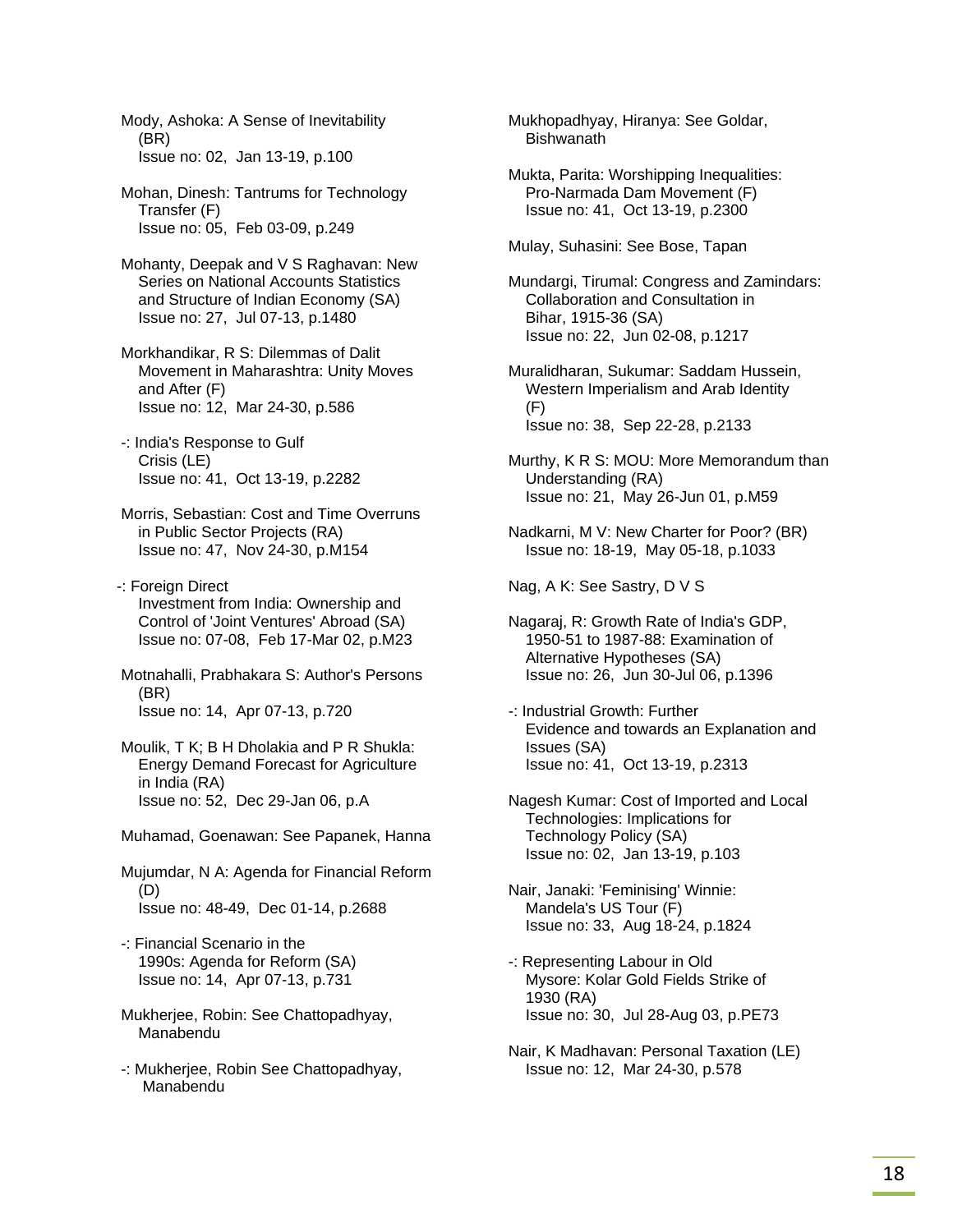Mody, Ashoka: A Sense of Inevitability (BR)
Issue no: 02, Jan 13-19, p.100

Mohan, Dinesh: Tantrums for Technology Transfer (F)
Issue no: 05, Feb 03-09, p.249

Mohanty, Deepak and V S Raghavan: New Series on National Accounts Statistics and Structure of Indian Economy (SA)
Issue no: 27, Jul 07-13, p.1480

Morkhandikar, R S: Dilemmas of Dalit Movement in Maharashtra: Unity Moves and After (F)
Issue no: 12, Mar 24-30, p.586

-: India's Response to Gulf Crisis (LE)
Issue no: 41, Oct 13-19, p.2282

Morris, Sebastian: Cost and Time Overruns in Public Sector Projects (RA)
Issue no: 47, Nov 24-30, p.M154

-: Foreign Direct Investment from India: Ownership and Control of 'Joint Ventures' Abroad (SA)
Issue no: 07-08, Feb 17-Mar 02, p.M23

Motnahalli, Prabhakara S: Author's Persons (BR)
Issue no: 14, Apr 07-13, p.720

Moulik, T K; B H Dholakia and P R Shukla: Energy Demand Forecast for Agriculture in India (RA)
Issue no: 52, Dec 29-Jan 06, p.A

Muhamad, Goenawan: See Papanek, Hanna

Mujumdar, N A: Agenda for Financial Reform (D)
Issue no: 48-49, Dec 01-14, p.2688

-: Financial Scenario in the 1990s: Agenda for Reform (SA)
Issue no: 14, Apr 07-13, p.731

Mukherjee, Robin: See Chattopadhyay, Manabendu

-: Mukherjee, Robin See Chattopadhyay, Manabendu

Mukhopadhyay, Hiranya: See Goldar, Bishwanath

Mukta, Parita: Worshipping Inequalities: Pro-Narmada Dam Movement (F)
Issue no: 41, Oct 13-19, p.2300

Mulay, Suhasini: See Bose, Tapan

Mundargi, Tirumal: Congress and Zamindars: Collaboration and Consultation in Bihar, 1915-36 (SA)
Issue no: 22, Jun 02-08, p.1217

Muralidharan, Sukumar: Saddam Hussein, Western Imperialism and Arab Identity (F)
Issue no: 38, Sep 22-28, p.2133

Murthy, K R S: MOU: More Memorandum than Understanding (RA)
Issue no: 21, May 26-Jun 01, p.M59

Nadkarni, M V: New Charter for Poor? (BR)
Issue no: 18-19, May 05-18, p.1033

Nag, A K: See Sastry, D V S

Nagaraj, R: Growth Rate of India's GDP, 1950-51 to 1987-88: Examination of Alternative Hypotheses (SA)
Issue no: 26, Jun 30-Jul 06, p.1396

-: Industrial Growth: Further Evidence and towards an Explanation and Issues (SA)
Issue no: 41, Oct 13-19, p.2313

Nagesh Kumar: Cost of Imported and Local Technologies: Implications for Technology Policy (SA)
Issue no: 02, Jan 13-19, p.103

Nair, Janaki: 'Feminising' Winnie: Mandela's US Tour (F)
Issue no: 33, Aug 18-24, p.1824

-: Representing Labour in Old Mysore: Kolar Gold Fields Strike of 1930 (RA)
Issue no: 30, Jul 28-Aug 03, p.PE73

Nair, K Madhavan: Personal Taxation (LE)
Issue no: 12, Mar 24-30, p.578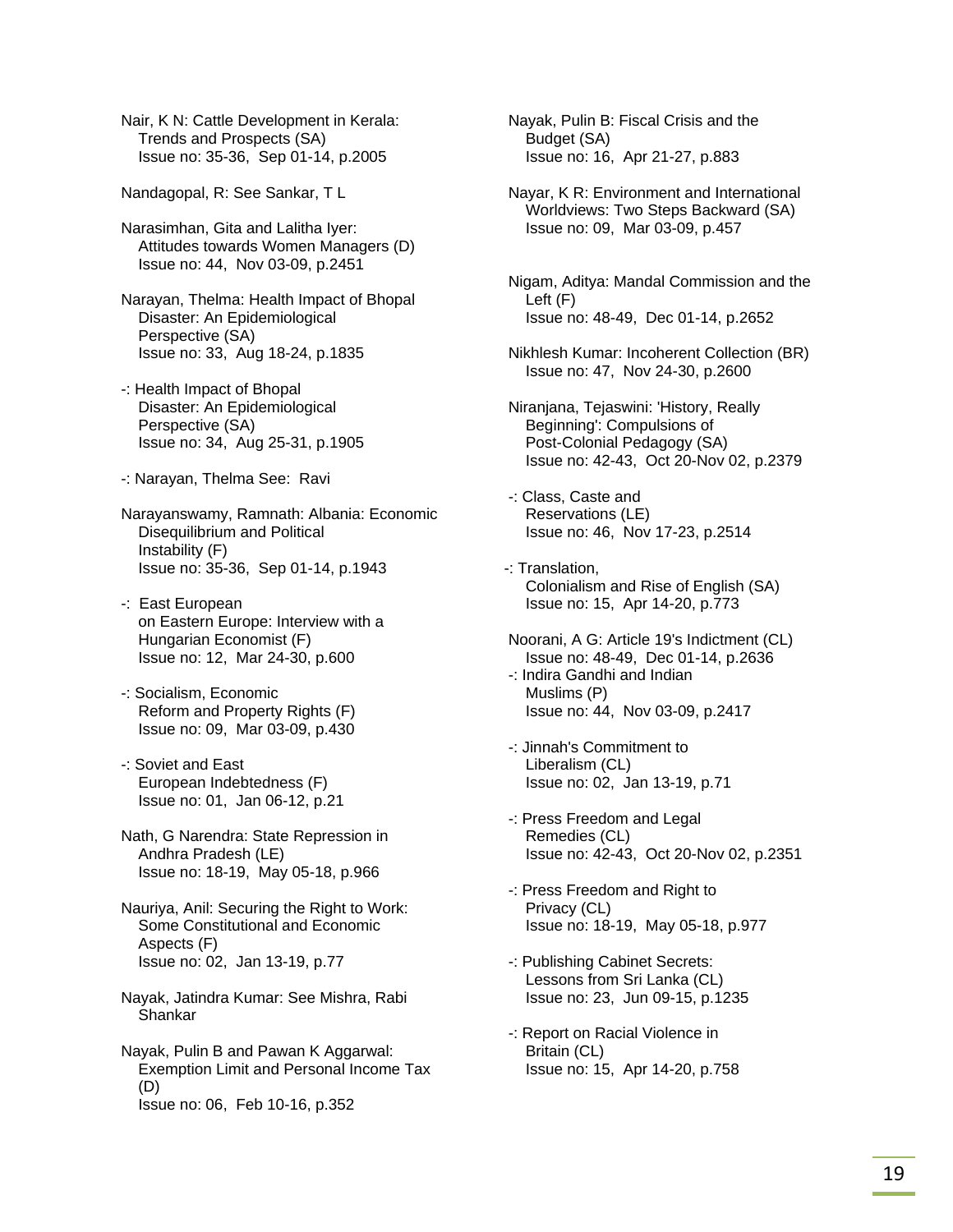Nair, K N: Cattle Development in Kerala: Trends and Prospects (SA)
Issue no: 35-36, Sep 01-14, p.2005

Nandagopal, R: See Sankar, T L

Narasimhan, Gita and Lalitha Iyer: Attitudes towards Women Managers (D)
Issue no: 44, Nov 03-09, p.2451

Narayan, Thelma: Health Impact of Bhopal Disaster: An Epidemiological Perspective (SA)
Issue no: 33, Aug 18-24, p.1835

-: Health Impact of Bhopal Disaster: An Epidemiological Perspective (SA)
Issue no: 34, Aug 25-31, p.1905

-: Narayan, Thelma See: Ravi

Narayanswamy, Ramnath: Albania: Economic Disequilibrium and Political Instability (F)
Issue no: 35-36, Sep 01-14, p.1943

-: East European on Eastern Europe: Interview with a Hungarian Economist (F)
Issue no: 12, Mar 24-30, p.600

-: Socialism, Economic Reform and Property Rights (F)
Issue no: 09, Mar 03-09, p.430

-: Soviet and East European Indebtedness (F)
Issue no: 01, Jan 06-12, p.21

Nath, G Narendra: State Repression in Andhra Pradesh (LE)
Issue no: 18-19, May 05-18, p.966

Nauriya, Anil: Securing the Right to Work: Some Constitutional and Economic Aspects (F)
Issue no: 02, Jan 13-19, p.77

Nayak, Jatindra Kumar: See Mishra, Rabi Shankar

Nayak, Pulin B and Pawan K Aggarwal: Exemption Limit and Personal Income Tax (D)
Issue no: 06, Feb 10-16, p.352

Nayak, Pulin B: Fiscal Crisis and the Budget (SA)
Issue no: 16, Apr 21-27, p.883

Nayar, K R: Environment and International Worldviews: Two Steps Backward (SA)
Issue no: 09, Mar 03-09, p.457

Nigam, Aditya: Mandal Commission and the Left (F)
Issue no: 48-49, Dec 01-14, p.2652

Nikhlesh Kumar: Incoherent Collection (BR)
Issue no: 47, Nov 24-30, p.2600

Niranjana, Tejaswini: 'History, Really Beginning': Compulsions of Post-Colonial Pedagogy (SA)
Issue no: 42-43, Oct 20-Nov 02, p.2379

-: Class, Caste and Reservations (LE)
Issue no: 46, Nov 17-23, p.2514

-: Translation, Colonialism and Rise of English (SA)
Issue no: 15, Apr 14-20, p.773

Noorani, A G: Article 19's Indictment (CL)
Issue no: 48-49, Dec 01-14, p.2636

-: Indira Gandhi and Indian Muslims (P)
Issue no: 44, Nov 03-09, p.2417

-: Jinnah's Commitment to Liberalism (CL)
Issue no: 02, Jan 13-19, p.71

-: Press Freedom and Legal Remedies (CL)
Issue no: 42-43, Oct 20-Nov 02, p.2351

-: Press Freedom and Right to Privacy (CL)
Issue no: 18-19, May 05-18, p.977

-: Publishing Cabinet Secrets: Lessons from Sri Lanka (CL)
Issue no: 23, Jun 09-15, p.1235

-: Report on Racial Violence in Britain (CL)
Issue no: 15, Apr 14-20, p.758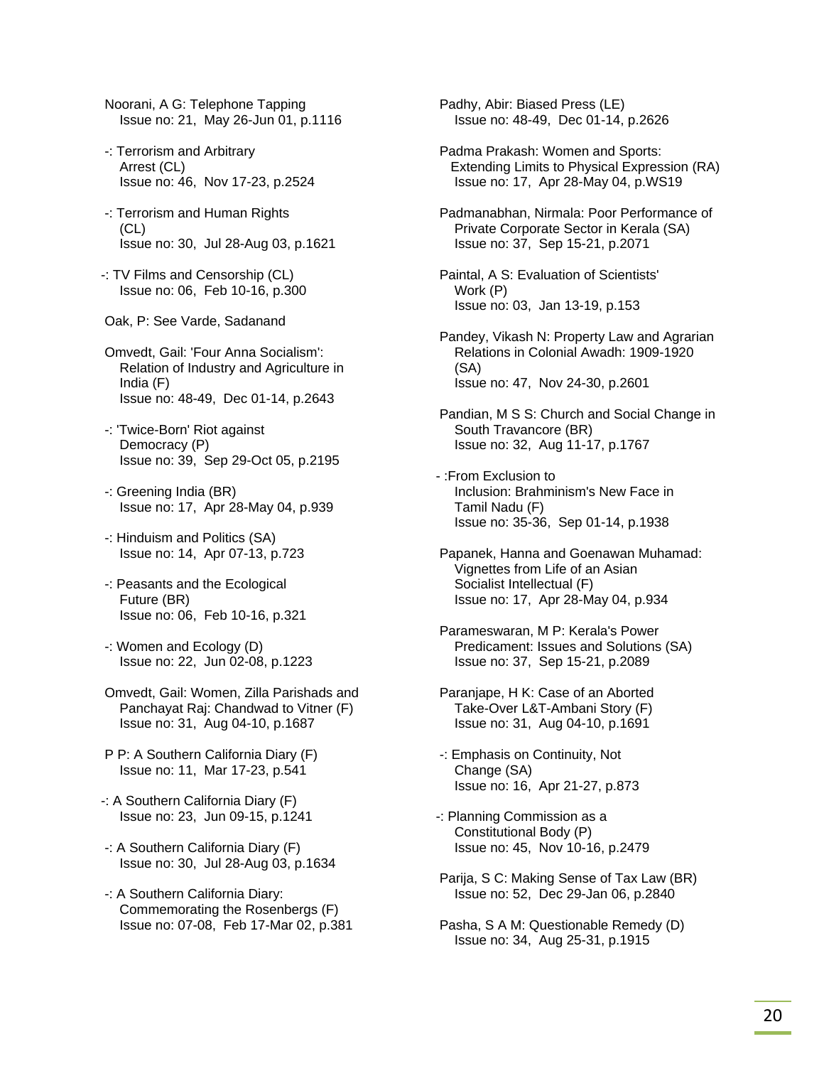Noorani, A G: Telephone Tapping
Issue no: 21, May 26-Jun 01, p.1116

-: Terrorism and Arbitrary Arrest (CL)
Issue no: 46, Nov 17-23, p.2524

-: Terrorism and Human Rights (CL)
Issue no: 30, Jul 28-Aug 03, p.1621

-: TV Films and Censorship (CL)
Issue no: 06, Feb 10-16, p.300

Oak, P: See Varde, Sadanand

Omvedt, Gail: 'Four Anna Socialism': Relation of Industry and Agriculture in India (F)
Issue no: 48-49, Dec 01-14, p.2643

-: 'Twice-Born' Riot against Democracy (P)
Issue no: 39, Sep 29-Oct 05, p.2195

-: Greening India (BR)
Issue no: 17, Apr 28-May 04, p.939

-: Hinduism and Politics (SA)
Issue no: 14, Apr 07-13, p.723

-: Peasants and the Ecological Future (BR)
Issue no: 06, Feb 10-16, p.321

-: Women and Ecology (D)
Issue no: 22, Jun 02-08, p.1223

Omvedt, Gail: Women, Zilla Parishads and Panchayat Raj: Chandwad to Vitner (F)
Issue no: 31, Aug 04-10, p.1687

P P: A Southern California Diary (F)
Issue no: 11, Mar 17-23, p.541

-: A Southern California Diary (F)
Issue no: 23, Jun 09-15, p.1241

-: A Southern California Diary (F)
Issue no: 30, Jul 28-Aug 03, p.1634

-: A Southern California Diary: Commemorating the Rosenbergs (F)
Issue no: 07-08, Feb 17-Mar 02, p.381

Padhy, Abir: Biased Press (LE)
Issue no: 48-49, Dec 01-14, p.2626

Padma Prakash: Women and Sports: Extending Limits to Physical Expression (RA)
Issue no: 17, Apr 28-May 04, p.WS19

Padmanabhan, Nirmala: Poor Performance of Private Corporate Sector in Kerala (SA)
Issue no: 37, Sep 15-21, p.2071

Paintal, A S: Evaluation of Scientists' Work (P)
Issue no: 03, Jan 13-19, p.153

Pandey, Vikash N: Property Law and Agrarian Relations in Colonial Awadh: 1909-1920 (SA)
Issue no: 47, Nov 24-30, p.2601

Pandian, M S S: Church and Social Change in South Travancore (BR)
Issue no: 32, Aug 11-17, p.1767

- :From Exclusion to Inclusion: Brahminism's New Face in Tamil Nadu (F)
Issue no: 35-36, Sep 01-14, p.1938

Papanek, Hanna and Goenawan Muhamad: Vignettes from Life of an Asian Socialist Intellectual (F)
Issue no: 17, Apr 28-May 04, p.934

Parameswaran, M P: Kerala's Power Predicament: Issues and Solutions (SA)
Issue no: 37, Sep 15-21, p.2089

Paranjape, H K: Case of an Aborted Take-Over L&T-Ambani Story (F)
Issue no: 31, Aug 04-10, p.1691

-: Emphasis on Continuity, Not Change (SA)
Issue no: 16, Apr 21-27, p.873

-: Planning Commission as a Constitutional Body (P)
Issue no: 45, Nov 10-16, p.2479

Parija, S C: Making Sense of Tax Law (BR)
Issue no: 52, Dec 29-Jan 06, p.2840

Pasha, S A M: Questionable Remedy (D)
Issue no: 34, Aug 25-31, p.1915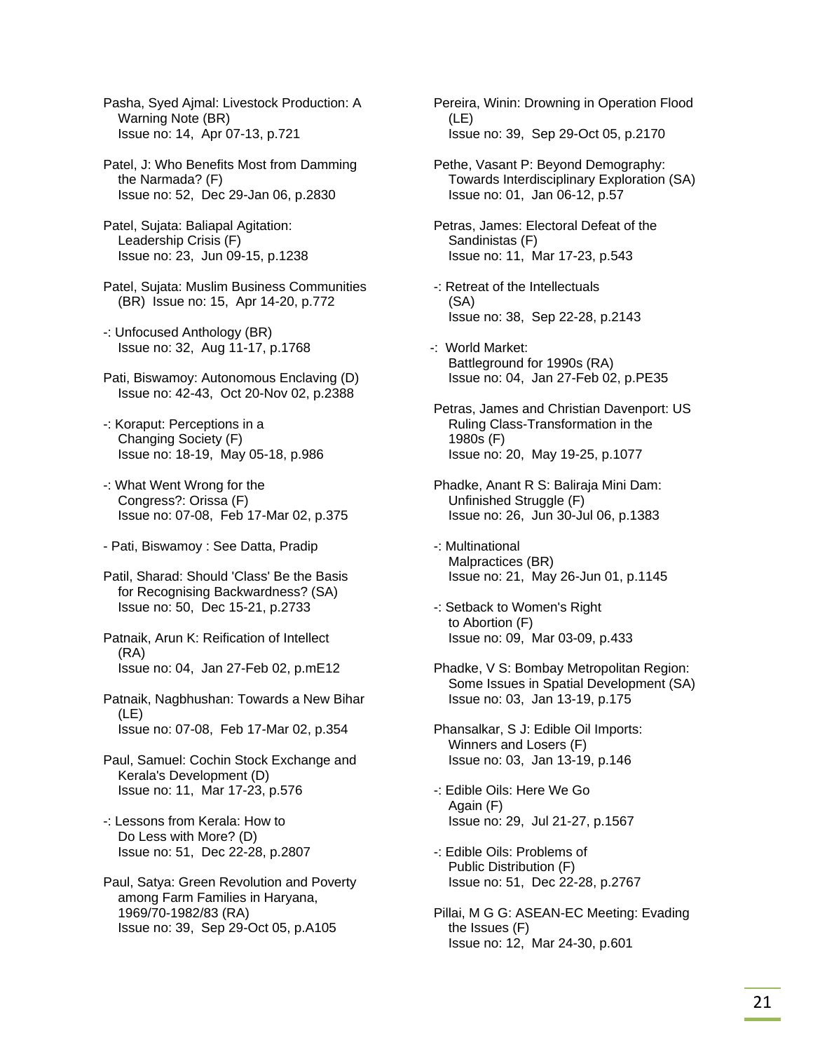Pasha, Syed Ajmal: Livestock Production: A Warning Note (BR)
Issue no: 14, Apr 07-13, p.721

Patel, J: Who Benefits Most from Damming the Narmada? (F)
Issue no: 52, Dec 29-Jan 06, p.2830

Patel, Sujata: Baliapal Agitation: Leadership Crisis (F)
Issue no: 23, Jun 09-15, p.1238

Patel, Sujata: Muslim Business Communities (BR) Issue no: 15, Apr 14-20, p.772

-: Unfocused Anthology (BR)
Issue no: 32, Aug 11-17, p.1768

Pati, Biswamoy: Autonomous Enclaving (D)
Issue no: 42-43, Oct 20-Nov 02, p.2388

-: Koraput: Perceptions in a Changing Society (F)
Issue no: 18-19, May 05-18, p.986

-: What Went Wrong for the Congress?: Orissa (F)
Issue no: 07-08, Feb 17-Mar 02, p.375

- Pati, Biswamoy : See Datta, Pradip

Patil, Sharad: Should 'Class' Be the Basis for Recognising Backwardness? (SA)
Issue no: 50, Dec 15-21, p.2733

Patnaik, Arun K: Reification of Intellect (RA)
Issue no: 04, Jan 27-Feb 02, p.mE12

Patnaik, Nagbhushan: Towards a New Bihar (LE)
Issue no: 07-08, Feb 17-Mar 02, p.354

Paul, Samuel: Cochin Stock Exchange and Kerala's Development (D)
Issue no: 11, Mar 17-23, p.576

-: Lessons from Kerala: How to Do Less with More? (D)
Issue no: 51, Dec 22-28, p.2807

Paul, Satya: Green Revolution and Poverty among Farm Families in Haryana, 1969/70-1982/83 (RA)
Issue no: 39, Sep 29-Oct 05, p.A105

Pereira, Winin: Drowning in Operation Flood (LE)
Issue no: 39, Sep 29-Oct 05, p.2170

Pethe, Vasant P: Beyond Demography: Towards Interdisciplinary Exploration (SA)
Issue no: 01, Jan 06-12, p.57

Petras, James: Electoral Defeat of the Sandinistas (F)
Issue no: 11, Mar 17-23, p.543

-: Retreat of the Intellectuals (SA)
Issue no: 38, Sep 22-28, p.2143

-: World Market: Battleground for 1990s (RA)
Issue no: 04, Jan 27-Feb 02, p.PE35

Petras, James and Christian Davenport: US Ruling Class-Transformation in the 1980s (F)
Issue no: 20, May 19-25, p.1077

Phadke, Anant R S: Baliraja Mini Dam: Unfinished Struggle (F)
Issue no: 26, Jun 30-Jul 06, p.1383

-: Multinational Malpractices (BR)
Issue no: 21, May 26-Jun 01, p.1145

-: Setback to Women's Right to Abortion (F)
Issue no: 09, Mar 03-09, p.433

Phadke, V S: Bombay Metropolitan Region: Some Issues in Spatial Development (SA)
Issue no: 03, Jan 13-19, p.175

Phansalkar, S J: Edible Oil Imports: Winners and Losers (F)
Issue no: 03, Jan 13-19, p.146

-: Edible Oils: Here We Go Again (F)
Issue no: 29, Jul 21-27, p.1567

-: Edible Oils: Problems of Public Distribution (F)
Issue no: 51, Dec 22-28, p.2767

Pillai, M G G: ASEAN-EC Meeting: Evading the Issues (F)
Issue no: 12, Mar 24-30, p.601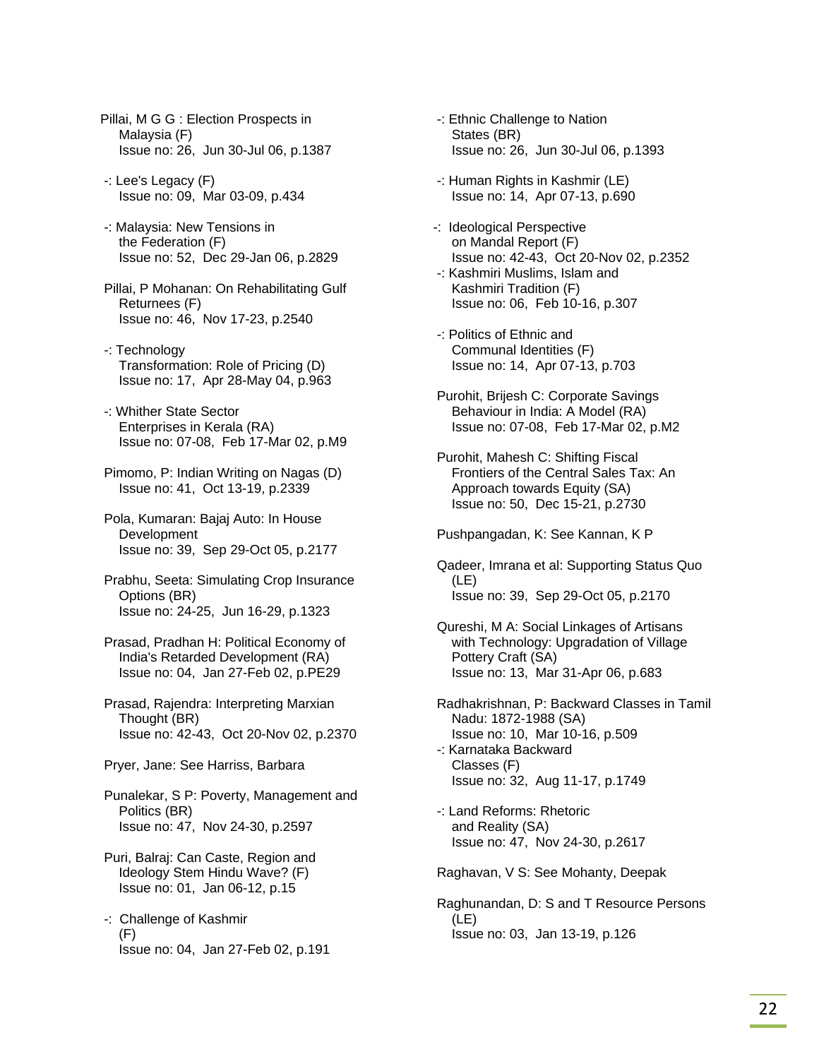Pillai, M G G : Election Prospects in Malaysia (F)
Issue no: 26, Jun 30-Jul 06, p.1387

-: Lee's Legacy (F)
Issue no: 09, Mar 03-09, p.434

-: Malaysia: New Tensions in the Federation (F)
Issue no: 52, Dec 29-Jan 06, p.2829

Pillai, P Mohanan: On Rehabilitating Gulf Returnees (F)
Issue no: 46, Nov 17-23, p.2540

-: Technology Transformation: Role of Pricing (D)
Issue no: 17, Apr 28-May 04, p.963

-: Whither State Sector Enterprises in Kerala (RA)
Issue no: 07-08, Feb 17-Mar 02, p.M9

Pimomo, P: Indian Writing on Nagas (D)
Issue no: 41, Oct 13-19, p.2339

Pola, Kumaran: Bajaj Auto: In House Development
Issue no: 39, Sep 29-Oct 05, p.2177

Prabhu, Seeta: Simulating Crop Insurance Options (BR)
Issue no: 24-25, Jun 16-29, p.1323

Prasad, Pradhan H: Political Economy of India's Retarded Development (RA)
Issue no: 04, Jan 27-Feb 02, p.PE29

Prasad, Rajendra: Interpreting Marxian Thought (BR)
Issue no: 42-43, Oct 20-Nov 02, p.2370

Pryer, Jane: See Harriss, Barbara

Punalekar, S P: Poverty, Management and Politics (BR)
Issue no: 47, Nov 24-30, p.2597

Puri, Balraj: Can Caste, Region and Ideology Stem Hindu Wave? (F)
Issue no: 01, Jan 06-12, p.15

-: Challenge of Kashmir (F)
Issue no: 04, Jan 27-Feb 02, p.191

-: Ethnic Challenge to Nation States (BR)
Issue no: 26, Jun 30-Jul 06, p.1393

-: Human Rights in Kashmir (LE)
Issue no: 14, Apr 07-13, p.690

-: Ideological Perspective on Mandal Report (F)
Issue no: 42-43, Oct 20-Nov 02, p.2352

-: Kashmiri Muslims, Islam and Kashmiri Tradition (F)
Issue no: 06, Feb 10-16, p.307

-: Politics of Ethnic and Communal Identities (F)
Issue no: 14, Apr 07-13, p.703

Purohit, Brijesh C: Corporate Savings Behaviour in India: A Model (RA)
Issue no: 07-08, Feb 17-Mar 02, p.M2

Purohit, Mahesh C: Shifting Fiscal Frontiers of the Central Sales Tax: An Approach towards Equity (SA)
Issue no: 50, Dec 15-21, p.2730

Pushpangadan, K: See Kannan, K P

Qadeer, Imrana et al: Supporting Status Quo (LE)
Issue no: 39, Sep 29-Oct 05, p.2170

Qureshi, M A: Social Linkages of Artisans with Technology: Upgradation of Village Pottery Craft (SA)
Issue no: 13, Mar 31-Apr 06, p.683

Radhakrishnan, P: Backward Classes in Tamil Nadu: 1872-1988 (SA)
Issue no: 10, Mar 10-16, p.509

-: Karnataka Backward Classes (F)
Issue no: 32, Aug 11-17, p.1749

-: Land Reforms: Rhetoric and Reality (SA)
Issue no: 47, Nov 24-30, p.2617

Raghavan, V S: See Mohanty, Deepak

Raghunandan, D: S and T Resource Persons (LE)
Issue no: 03, Jan 13-19, p.126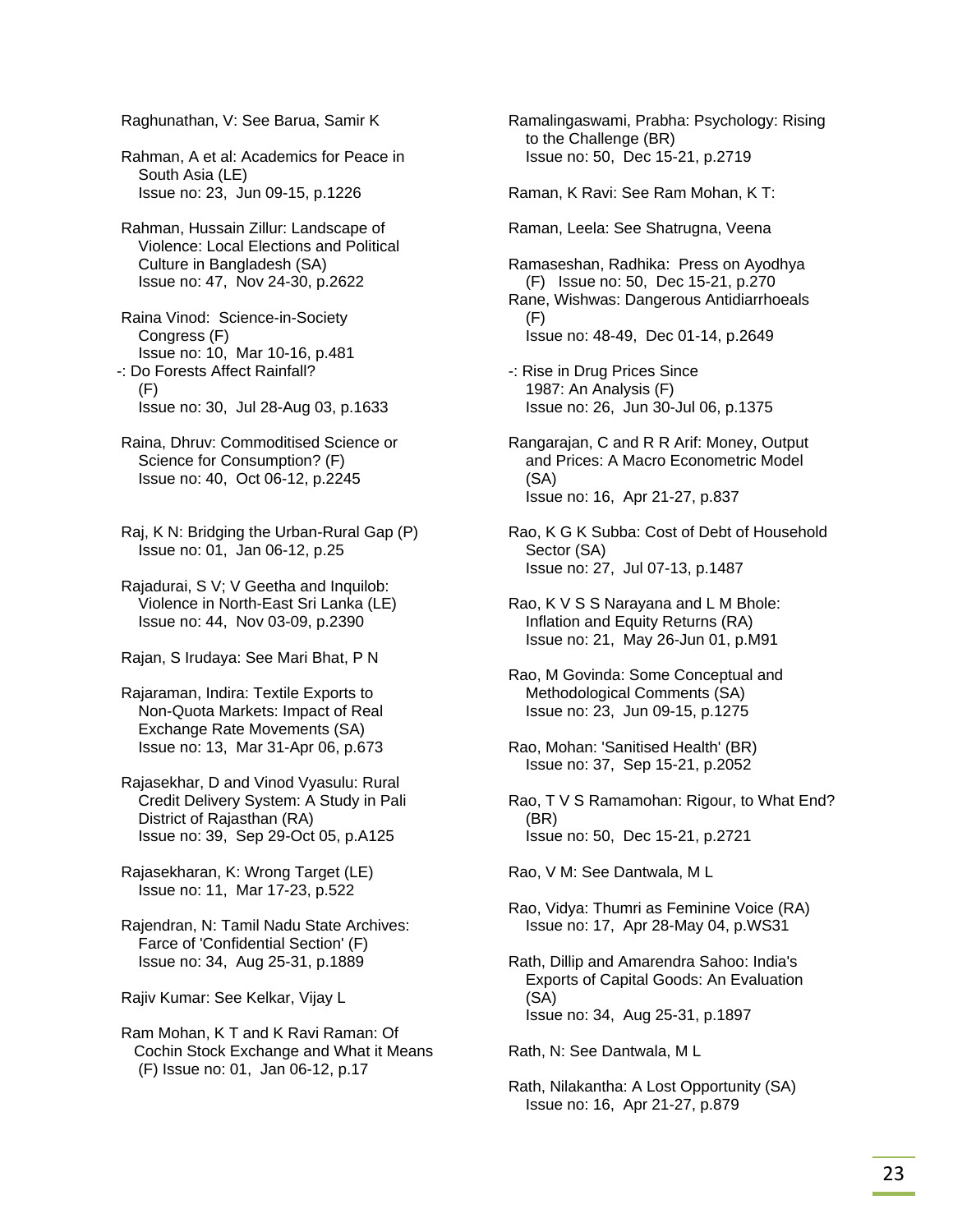Raghunathan, V: See Barua, Samir K

Rahman, A et al: Academics for Peace in South Asia (LE)
Issue no: 23, Jun 09-15, p.1226

Rahman, Hussain Zillur: Landscape of Violence: Local Elections and Political Culture in Bangladesh (SA)
Issue no: 47, Nov 24-30, p.2622

Raina Vinod: Science-in-Society Congress (F)
Issue no: 10, Mar 10-16, p.481

-: Do Forests Affect Rainfall? (F)
Issue no: 30, Jul 28-Aug 03, p.1633

Raina, Dhruv: Commoditised Science or Science for Consumption? (F)
Issue no: 40, Oct 06-12, p.2245

Raj, K N: Bridging the Urban-Rural Gap (P)
Issue no: 01, Jan 06-12, p.25

Rajadurai, S V; V Geetha and Inquilob: Violence in North-East Sri Lanka (LE)
Issue no: 44, Nov 03-09, p.2390

Rajan, S Irudaya: See Mari Bhat, P N

Rajaraman, Indira: Textile Exports to Non-Quota Markets: Impact of Real Exchange Rate Movements (SA)
Issue no: 13, Mar 31-Apr 06, p.673

Rajasekhar, D and Vinod Vyasulu: Rural Credit Delivery System: A Study in Pali District of Rajasthan (RA)
Issue no: 39, Sep 29-Oct 05, p.A125

Rajasekharan, K: Wrong Target (LE)
Issue no: 11, Mar 17-23, p.522

Rajendran, N: Tamil Nadu State Archives: Farce of 'Confidential Section' (F)
Issue no: 34, Aug 25-31, p.1889

Rajiv Kumar: See Kelkar, Vijay L

Ram Mohan, K T and K Ravi Raman: Of Cochin Stock Exchange and What it Means (F) Issue no: 01, Jan 06-12, p.17

Ramalingaswami, Prabha: Psychology: Rising to the Challenge (BR)
Issue no: 50, Dec 15-21, p.2719

Raman, K Ravi: See Ram Mohan, K T:

Raman, Leela: See Shatrugna, Veena

Ramaseshan, Radhika: Press on Ayodhya (F) Issue no: 50, Dec 15-21, p.270

Rane, Wishwas: Dangerous Antidiarrhoeals (F)
Issue no: 48-49, Dec 01-14, p.2649

-: Rise in Drug Prices Since 1987: An Analysis (F)
Issue no: 26, Jun 30-Jul 06, p.1375

Rangarajan, C and R R Arif: Money, Output and Prices: A Macro Econometric Model (SA)
Issue no: 16, Apr 21-27, p.837

Rao, K G K Subba: Cost of Debt of Household Sector (SA)
Issue no: 27, Jul 07-13, p.1487

Rao, K V S S Narayana and L M Bhole: Inflation and Equity Returns (RA)
Issue no: 21, May 26-Jun 01, p.M91

Rao, M Govinda: Some Conceptual and Methodological Comments (SA)
Issue no: 23, Jun 09-15, p.1275

Rao, Mohan: 'Sanitised Health' (BR)
Issue no: 37, Sep 15-21, p.2052

Rao, T V S Ramamohan: Rigour, to What End? (BR)
Issue no: 50, Dec 15-21, p.2721

Rao, V M: See Dantwala, M L

Rao, Vidya: Thumri as Feminine Voice (RA)
Issue no: 17, Apr 28-May 04, p.WS31

Rath, Dillip and Amarendra Sahoo: India's Exports of Capital Goods: An Evaluation (SA)
Issue no: 34, Aug 25-31, p.1897

Rath, N: See Dantwala, M L

Rath, Nilakantha: A Lost Opportunity (SA)
Issue no: 16, Apr 21-27, p.879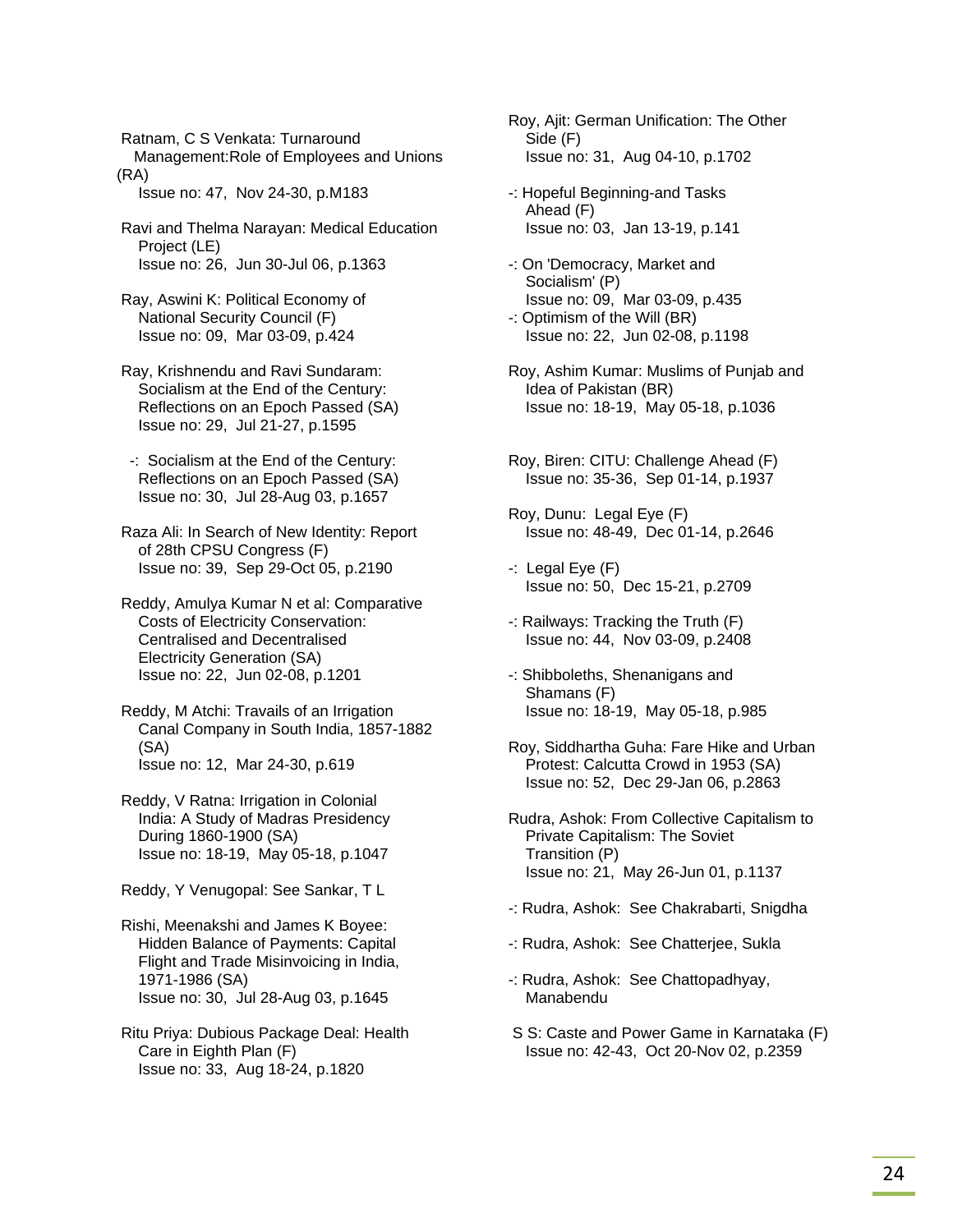Ratnam, C S Venkata: Turnaround Management:Role of Employees and Unions (RA)
Issue no: 47, Nov 24-30, p.M183

Ravi and Thelma Narayan: Medical Education Project (LE)
Issue no: 26, Jun 30-Jul 06, p.1363

Ray, Aswini K: Political Economy of National Security Council (F)
Issue no: 09, Mar 03-09, p.424

Ray, Krishnendu and Ravi Sundaram: Socialism at the End of the Century: Reflections on an Epoch Passed (SA)
Issue no: 29, Jul 21-27, p.1595

-: Socialism at the End of the Century: Reflections on an Epoch Passed (SA)
Issue no: 30, Jul 28-Aug 03, p.1657

Raza Ali: In Search of New Identity: Report of 28th CPSU Congress (F)
Issue no: 39, Sep 29-Oct 05, p.2190

Reddy, Amulya Kumar N et al: Comparative Costs of Electricity Conservation: Centralised and Decentralised Electricity Generation (SA)
Issue no: 22, Jun 02-08, p.1201

Reddy, M Atchi: Travails of an Irrigation Canal Company in South India, 1857-1882 (SA)
Issue no: 12, Mar 24-30, p.619

Reddy, V Ratna: Irrigation in Colonial India: A Study of Madras Presidency During 1860-1900 (SA)
Issue no: 18-19, May 05-18, p.1047

Reddy, Y Venugopal: See Sankar, T L

Rishi, Meenakshi and James K Boyee: Hidden Balance of Payments: Capital Flight and Trade Misinvoicing in India, 1971-1986 (SA)
Issue no: 30, Jul 28-Aug 03, p.1645

Ritu Priya: Dubious Package Deal: Health Care in Eighth Plan (F)
Issue no: 33, Aug 18-24, p.1820

Roy, Ajit: German Unification: The Other Side (F)
Issue no: 31, Aug 04-10, p.1702

-: Hopeful Beginning-and Tasks Ahead (F)
Issue no: 03, Jan 13-19, p.141

-: On 'Democracy, Market and Socialism' (P)
Issue no: 09, Mar 03-09, p.435

-: Optimism of the Will (BR)
Issue no: 22, Jun 02-08, p.1198

Roy, Ashim Kumar: Muslims of Punjab and Idea of Pakistan (BR)
Issue no: 18-19, May 05-18, p.1036

Roy, Biren: CITU: Challenge Ahead (F)
Issue no: 35-36, Sep 01-14, p.1937

Roy, Dunu: Legal Eye (F)
Issue no: 48-49, Dec 01-14, p.2646

-: Legal Eye (F)
Issue no: 50, Dec 15-21, p.2709

-: Railways: Tracking the Truth (F)
Issue no: 44, Nov 03-09, p.2408

-: Shibboleths, Shenanigans and Shamans (F)
Issue no: 18-19, May 05-18, p.985

Roy, Siddhartha Guha: Fare Hike and Urban Protest: Calcutta Crowd in 1953 (SA)
Issue no: 52, Dec 29-Jan 06, p.2863

Rudra, Ashok: From Collective Capitalism to Private Capitalism: The Soviet Transition (P)
Issue no: 21, May 26-Jun 01, p.1137

-: Rudra, Ashok: See Chakrabarti, Snigdha

-: Rudra, Ashok: See Chatterjee, Sukla

-: Rudra, Ashok: See Chattopadhyay, Manabendu

S S: Caste and Power Game in Karnataka (F)
Issue no: 42-43, Oct 20-Nov 02, p.2359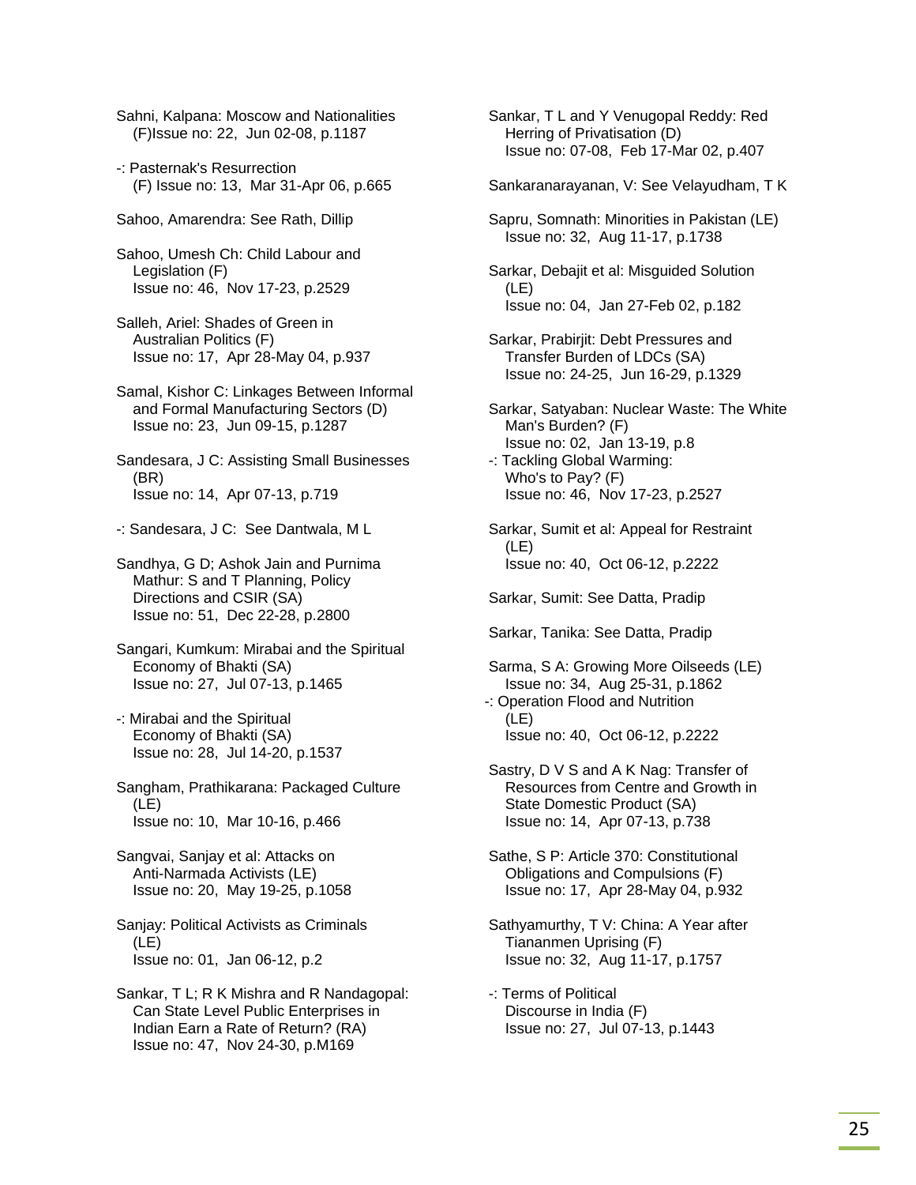Sahni, Kalpana: Moscow and Nationalities (F)Issue no: 22, Jun 02-08, p.1187

-: Pasternak's Resurrection (F) Issue no: 13, Mar 31-Apr 06, p.665

Sahoo, Amarendra: See Rath, Dillip

Sahoo, Umesh Ch: Child Labour and Legislation (F)
Issue no: 46, Nov 17-23, p.2529

Salleh, Ariel: Shades of Green in Australian Politics (F)
Issue no: 17, Apr 28-May 04, p.937

Samal, Kishor C: Linkages Between Informal and Formal Manufacturing Sectors (D)
Issue no: 23, Jun 09-15, p.1287

Sandesara, J C: Assisting Small Businesses (BR)
Issue no: 14, Apr 07-13, p.719

-: Sandesara, J C: See Dantwala, M L

Sandhya, G D; Ashok Jain and Purnima Mathur: S and T Planning, Policy Directions and CSIR (SA)
Issue no: 51, Dec 22-28, p.2800

Sangari, Kumkum: Mirabai and the Spiritual Economy of Bhakti (SA)
Issue no: 27, Jul 07-13, p.1465

-: Mirabai and the Spiritual Economy of Bhakti (SA)
Issue no: 28, Jul 14-20, p.1537

Sangham, Prathikarana: Packaged Culture (LE)
Issue no: 10, Mar 10-16, p.466

Sangvai, Sanjay et al: Attacks on Anti-Narmada Activists (LE)
Issue no: 20, May 19-25, p.1058

Sanjay: Political Activists as Criminals (LE)
Issue no: 01, Jan 06-12, p.2

Sankar, T L; R K Mishra and R Nandagopal: Can State Level Public Enterprises in Indian Earn a Rate of Return? (RA)
Issue no: 47, Nov 24-30, p.M169

Sankar, T L and Y Venugopal Reddy: Red Herring of Privatisation (D)
Issue no: 07-08, Feb 17-Mar 02, p.407

Sankaranarayanan, V: See Velayudham, T K

Sapru, Somnath: Minorities in Pakistan (LE)
Issue no: 32, Aug 11-17, p.1738

Sarkar, Debajit et al: Misguided Solution (LE)
Issue no: 04, Jan 27-Feb 02, p.182

Sarkar, Prabirjit: Debt Pressures and Transfer Burden of LDCs (SA)
Issue no: 24-25, Jun 16-29, p.1329

Sarkar, Satyaban: Nuclear Waste: The White Man's Burden? (F)
Issue no: 02, Jan 13-19, p.8

-: Tackling Global Warming: Who's to Pay? (F)
Issue no: 46, Nov 17-23, p.2527

Sarkar, Sumit et al: Appeal for Restraint (LE)
Issue no: 40, Oct 06-12, p.2222

Sarkar, Sumit: See Datta, Pradip

Sarkar, Tanika: See Datta, Pradip

Sarma, S A: Growing More Oilseeds (LE)
Issue no: 34, Aug 25-31, p.1862

-: Operation Flood and Nutrition (LE)
Issue no: 40, Oct 06-12, p.2222

Sastry, D V S and A K Nag: Transfer of Resources from Centre and Growth in State Domestic Product (SA)
Issue no: 14, Apr 07-13, p.738

Sathe, S P: Article 370: Constitutional Obligations and Compulsions (F)
Issue no: 17, Apr 28-May 04, p.932

Sathyamurthy, T V: China: A Year after Tiananmen Uprising (F)
Issue no: 32, Aug 11-17, p.1757

-: Terms of Political Discourse in India (F)
Issue no: 27, Jul 07-13, p.1443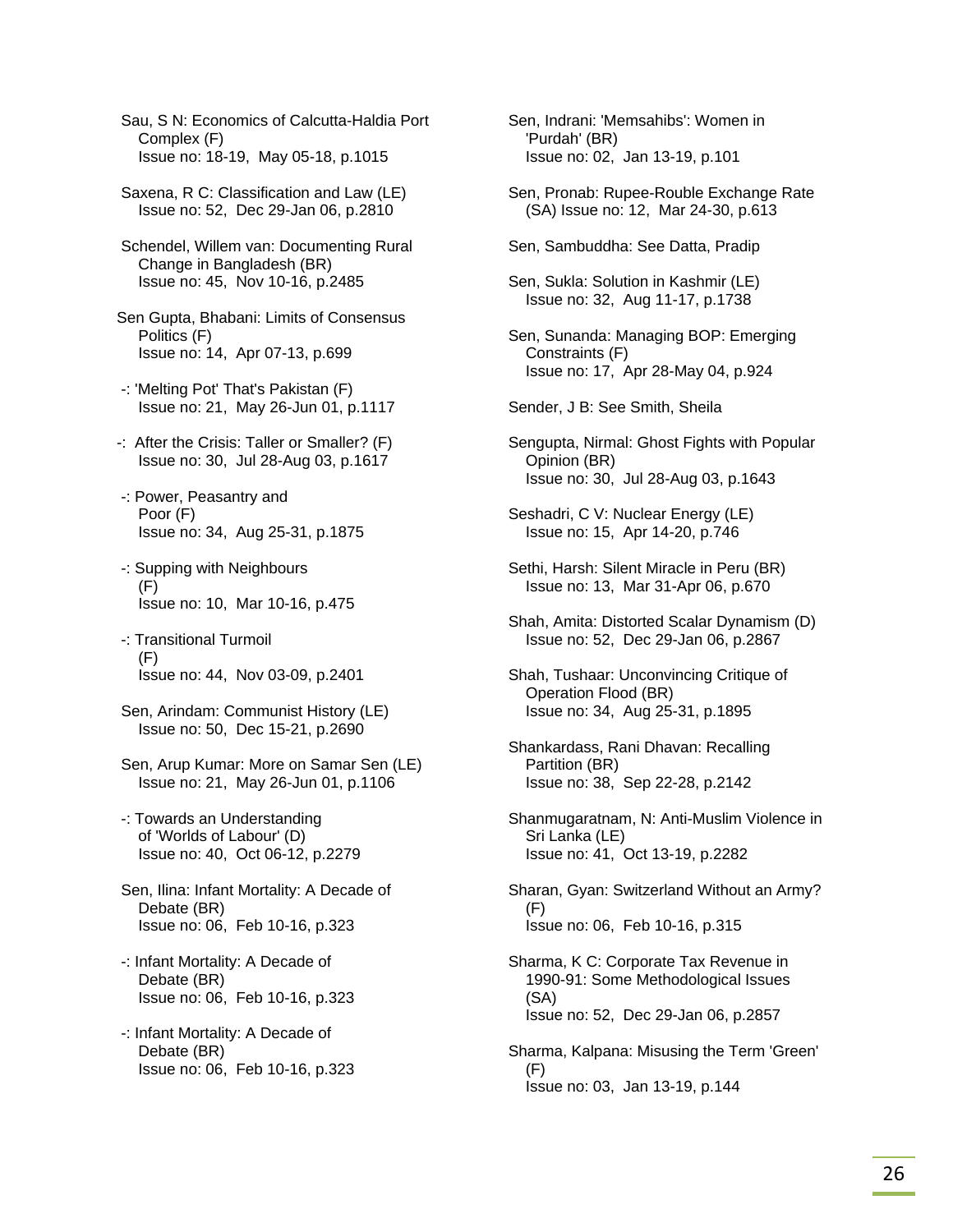Sau, S N: Economics of Calcutta-Haldia Port Complex (F)
Issue no: 18-19, May 05-18, p.1015

Saxena, R C: Classification and Law (LE)
Issue no: 52, Dec 29-Jan 06, p.2810

Schendel, Willem van: Documenting Rural Change in Bangladesh (BR)
Issue no: 45, Nov 10-16, p.2485

Sen Gupta, Bhabani: Limits of Consensus Politics (F)
Issue no: 14, Apr 07-13, p.699

-: 'Melting Pot' That's Pakistan (F)
Issue no: 21, May 26-Jun 01, p.1117

-: After the Crisis: Taller or Smaller? (F)
Issue no: 30, Jul 28-Aug 03, p.1617

-: Power, Peasantry and Poor (F)
Issue no: 34, Aug 25-31, p.1875

-: Supping with Neighbours (F)
Issue no: 10, Mar 10-16, p.475

-: Transitional Turmoil (F)
Issue no: 44, Nov 03-09, p.2401

Sen, Arindam: Communist History (LE)
Issue no: 50, Dec 15-21, p.2690

Sen, Arup Kumar: More on Samar Sen (LE)
Issue no: 21, May 26-Jun 01, p.1106

-: Towards an Understanding of 'Worlds of Labour' (D)
Issue no: 40, Oct 06-12, p.2279

Sen, Ilina: Infant Mortality: A Decade of Debate (BR)
Issue no: 06, Feb 10-16, p.323

-: Infant Mortality: A Decade of Debate (BR)
Issue no: 06, Feb 10-16, p.323

-: Infant Mortality: A Decade of Debate (BR)
Issue no: 06, Feb 10-16, p.323

Sen, Indrani: 'Memsahibs': Women in 'Purdah' (BR)
Issue no: 02, Jan 13-19, p.101

Sen, Pronab: Rupee-Rouble Exchange Rate (SA) Issue no: 12, Mar 24-30, p.613

Sen, Sambuddha: See Datta, Pradip

Sen, Sukla: Solution in Kashmir (LE)
Issue no: 32, Aug 11-17, p.1738

Sen, Sunanda: Managing BOP: Emerging Constraints (F)
Issue no: 17, Apr 28-May 04, p.924

Sender, J B: See Smith, Sheila

Sengupta, Nirmal: Ghost Fights with Popular Opinion (BR)
Issue no: 30, Jul 28-Aug 03, p.1643

Seshadri, C V: Nuclear Energy (LE)
Issue no: 15, Apr 14-20, p.746

Sethi, Harsh: Silent Miracle in Peru (BR)
Issue no: 13, Mar 31-Apr 06, p.670

Shah, Amita: Distorted Scalar Dynamism (D)
Issue no: 52, Dec 29-Jan 06, p.2867

Shah, Tushaar: Unconvincing Critique of Operation Flood (BR)
Issue no: 34, Aug 25-31, p.1895

Shankardass, Rani Dhavan: Recalling Partition (BR)
Issue no: 38, Sep 22-28, p.2142

Shanmugaratnam, N: Anti-Muslim Violence in Sri Lanka (LE)
Issue no: 41, Oct 13-19, p.2282

Sharan, Gyan: Switzerland Without an Army? (F)
Issue no: 06, Feb 10-16, p.315

Sharma, K C: Corporate Tax Revenue in 1990-91: Some Methodological Issues (SA)
Issue no: 52, Dec 29-Jan 06, p.2857

Sharma, Kalpana: Misusing the Term 'Green' (F)
Issue no: 03, Jan 13-19, p.144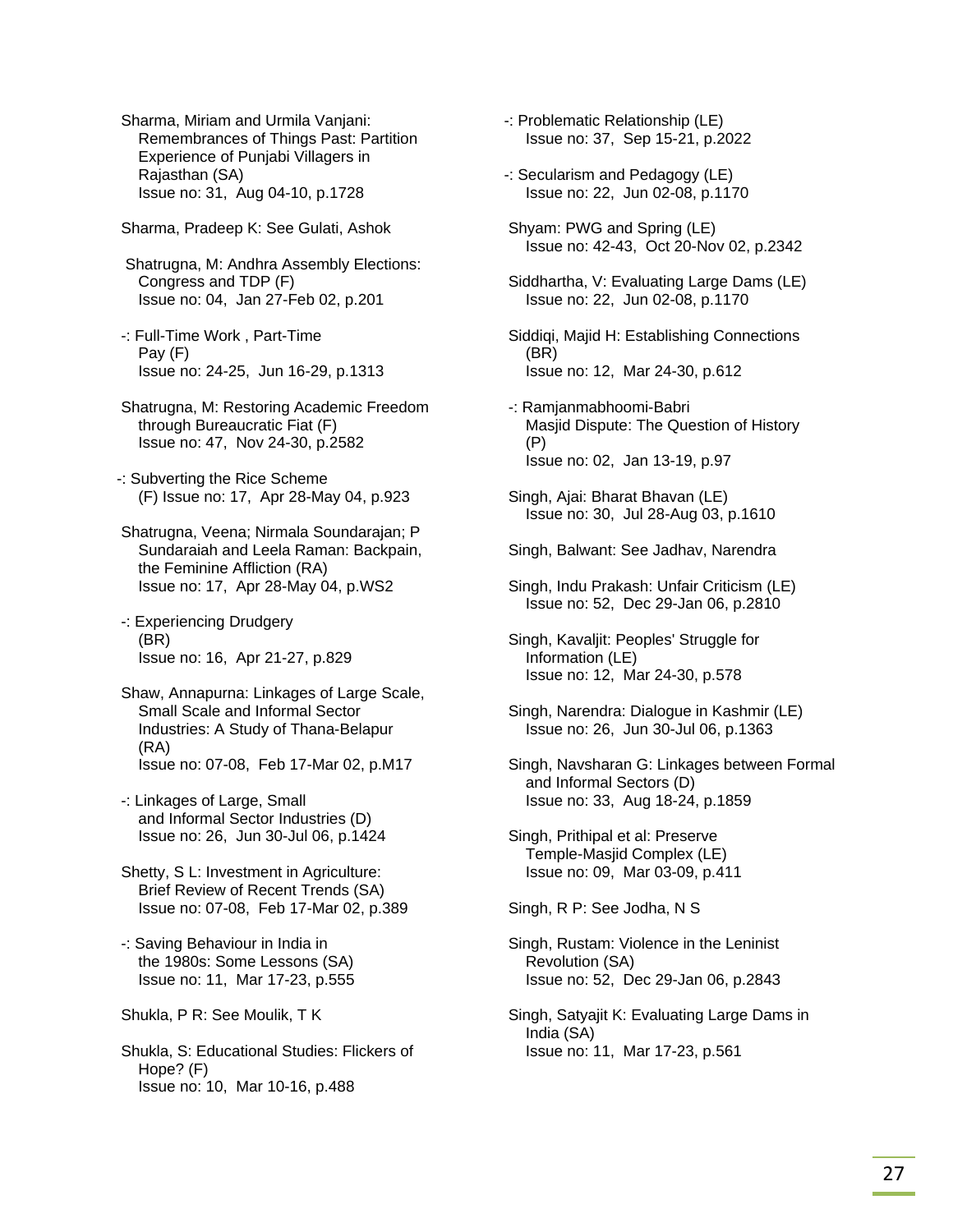Sharma, Miriam and Urmila Vanjani: Remembrances of Things Past: Partition Experience of Punjabi Villagers in Rajasthan (SA)
Issue no: 31, Aug 04-10, p.1728

Sharma, Pradeep K: See Gulati, Ashok

Shatrugna, M: Andhra Assembly Elections: Congress and TDP (F)
Issue no: 04, Jan 27-Feb 02, p.201

-: Full-Time Work , Part-Time Pay (F)
Issue no: 24-25, Jun 16-29, p.1313

Shatrugna, M: Restoring Academic Freedom through Bureaucratic Fiat (F)
Issue no: 47, Nov 24-30, p.2582

-: Subverting the Rice Scheme (F) Issue no: 17, Apr 28-May 04, p.923

Shatrugna, Veena; Nirmala Soundarajan; P Sundaraiah and Leela Raman: Backpain, the Feminine Affliction (RA)
Issue no: 17, Apr 28-May 04, p.WS2

-: Experiencing Drudgery (BR)
Issue no: 16, Apr 21-27, p.829

Shaw, Annapurna: Linkages of Large Scale, Small Scale and Informal Sector Industries: A Study of Thana-Belapur (RA)
Issue no: 07-08, Feb 17-Mar 02, p.M17

-: Linkages of Large, Small and Informal Sector Industries (D)
Issue no: 26, Jun 30-Jul 06, p.1424

Shetty, S L: Investment in Agriculture: Brief Review of Recent Trends (SA)
Issue no: 07-08, Feb 17-Mar 02, p.389

-: Saving Behaviour in India in the 1980s: Some Lessons (SA)
Issue no: 11, Mar 17-23, p.555

Shukla, P R: See Moulik, T K

Shukla, S: Educational Studies: Flickers of Hope? (F)
Issue no: 10, Mar 10-16, p.488

-: Problematic Relationship (LE)
Issue no: 37, Sep 15-21, p.2022

-: Secularism and Pedagogy (LE)
Issue no: 22, Jun 02-08, p.1170

Shyam: PWG and Spring (LE)
Issue no: 42-43, Oct 20-Nov 02, p.2342

Siddhartha, V: Evaluating Large Dams (LE)
Issue no: 22, Jun 02-08, p.1170

Siddiqi, Majid H: Establishing Connections (BR)
Issue no: 12, Mar 24-30, p.612

-: Ramjanmabhoomi-Babri Masjid Dispute: The Question of History (P)
Issue no: 02, Jan 13-19, p.97

Singh, Ajai: Bharat Bhavan (LE)
Issue no: 30, Jul 28-Aug 03, p.1610

Singh, Balwant: See Jadhav, Narendra

Singh, Indu Prakash: Unfair Criticism (LE)
Issue no: 52, Dec 29-Jan 06, p.2810

Singh, Kavaljit: Peoples' Struggle for Information (LE)
Issue no: 12, Mar 24-30, p.578

Singh, Narendra: Dialogue in Kashmir (LE)
Issue no: 26, Jun 30-Jul 06, p.1363

Singh, Navsharan G: Linkages between Formal and Informal Sectors (D)
Issue no: 33, Aug 18-24, p.1859

Singh, Prithipal et al: Preserve Temple-Masjid Complex (LE)
Issue no: 09, Mar 03-09, p.411

Singh, R P: See Jodha, N S

Singh, Rustam: Violence in the Leninist Revolution (SA)
Issue no: 52, Dec 29-Jan 06, p.2843

Singh, Satyajit K: Evaluating Large Dams in India (SA)
Issue no: 11, Mar 17-23, p.561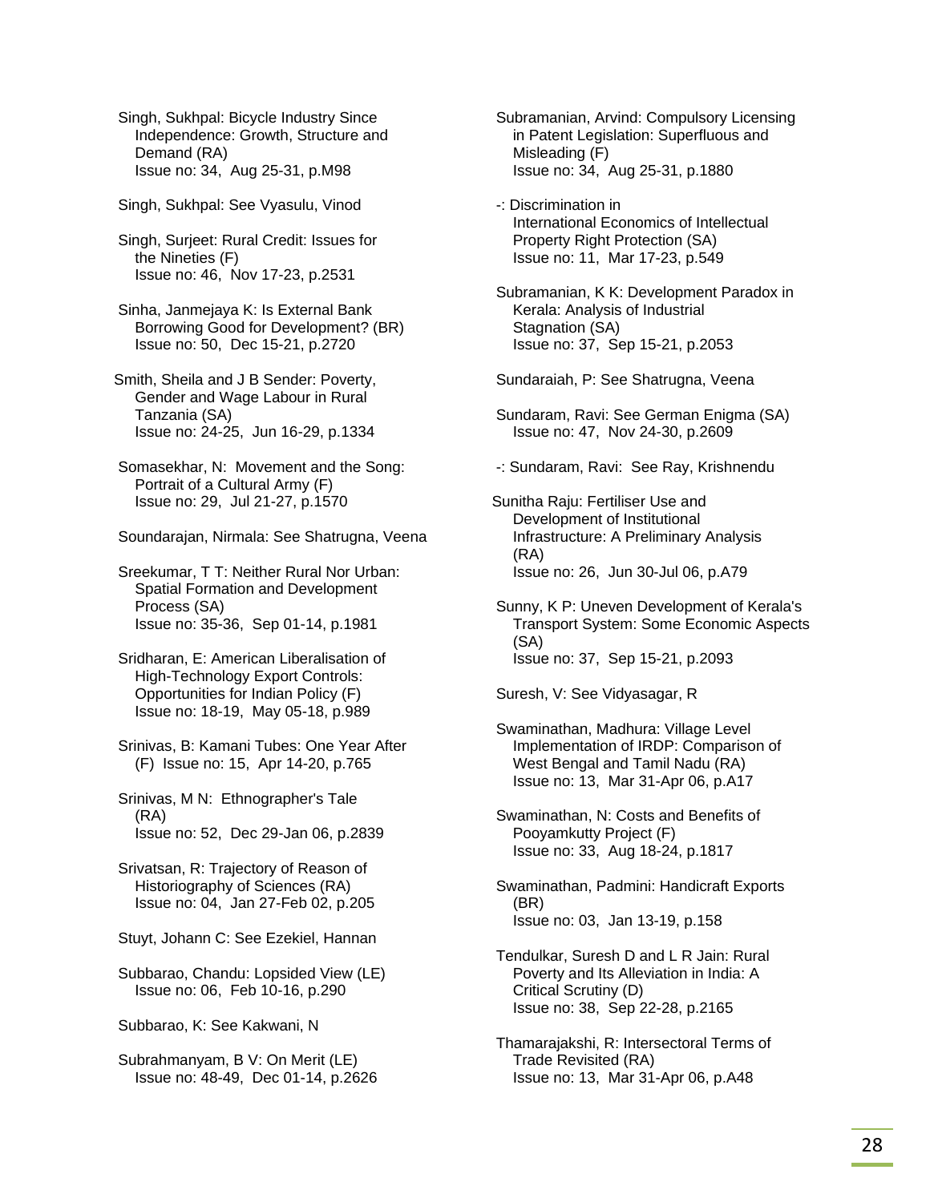Singh, Sukhpal: Bicycle Industry Since Independence: Growth, Structure and Demand (RA)
Issue no: 34, Aug 25-31, p.M98

Singh, Sukhpal: See Vyasulu, Vinod

Singh, Surjeet: Rural Credit: Issues for the Nineties (F)
Issue no: 46, Nov 17-23, p.2531

Sinha, Janmejaya K: Is External Bank Borrowing Good for Development? (BR)
Issue no: 50, Dec 15-21, p.2720

Smith, Sheila and J B Sender: Poverty, Gender and Wage Labour in Rural Tanzania (SA)
Issue no: 24-25, Jun 16-29, p.1334

Somasekhar, N: Movement and the Song: Portrait of a Cultural Army (F)
Issue no: 29, Jul 21-27, p.1570

Soundarajan, Nirmala: See Shatrugna, Veena

Sreekumar, T T: Neither Rural Nor Urban: Spatial Formation and Development Process (SA)
Issue no: 35-36, Sep 01-14, p.1981

Sridharan, E: American Liberalisation of High-Technology Export Controls: Opportunities for Indian Policy (F)
Issue no: 18-19, May 05-18, p.989

Srinivas, B: Kamani Tubes: One Year After (F) Issue no: 15, Apr 14-20, p.765

Srinivas, M N: Ethnographer's Tale (RA)
Issue no: 52, Dec 29-Jan 06, p.2839

Srivatsan, R: Trajectory of Reason of Historiography of Sciences (RA)
Issue no: 04, Jan 27-Feb 02, p.205

Stuyt, Johann C: See Ezekiel, Hannan

Subbarao, Chandu: Lopsided View (LE)
Issue no: 06, Feb 10-16, p.290

Subbarao, K: See Kakwani, N

Subrahmanyam, B V: On Merit (LE)
Issue no: 48-49, Dec 01-14, p.2626

Subramanian, Arvind: Compulsory Licensing in Patent Legislation: Superfluous and Misleading (F)
Issue no: 34, Aug 25-31, p.1880

-: Discrimination in International Economics of Intellectual Property Right Protection (SA)
Issue no: 11, Mar 17-23, p.549

Subramanian, K K: Development Paradox in Kerala: Analysis of Industrial Stagnation (SA)
Issue no: 37, Sep 15-21, p.2053

Sundaraiah, P: See Shatrugna, Veena

Sundaram, Ravi: See German Enigma (SA)
Issue no: 47, Nov 24-30, p.2609

-: Sundaram, Ravi: See Ray, Krishnendu

Sunitha Raju: Fertiliser Use and Development of Institutional Infrastructure: A Preliminary Analysis (RA)
Issue no: 26, Jun 30-Jul 06, p.A79

Sunny, K P: Uneven Development of Kerala's Transport System: Some Economic Aspects (SA)
Issue no: 37, Sep 15-21, p.2093

Suresh, V: See Vidyasagar, R

Swaminathan, Madhura: Village Level Implementation of IRDP: Comparison of West Bengal and Tamil Nadu (RA)
Issue no: 13, Mar 31-Apr 06, p.A17

Swaminathan, N: Costs and Benefits of Pooyamkutty Project (F)
Issue no: 33, Aug 18-24, p.1817

Swaminathan, Padmini: Handicraft Exports (BR)
Issue no: 03, Jan 13-19, p.158

Tendulkar, Suresh D and L R Jain: Rural Poverty and Its Alleviation in India: A Critical Scrutiny (D)
Issue no: 38, Sep 22-28, p.2165

Thamarajakshi, R: Intersectoral Terms of Trade Revisited (RA)
Issue no: 13, Mar 31-Apr 06, p.A48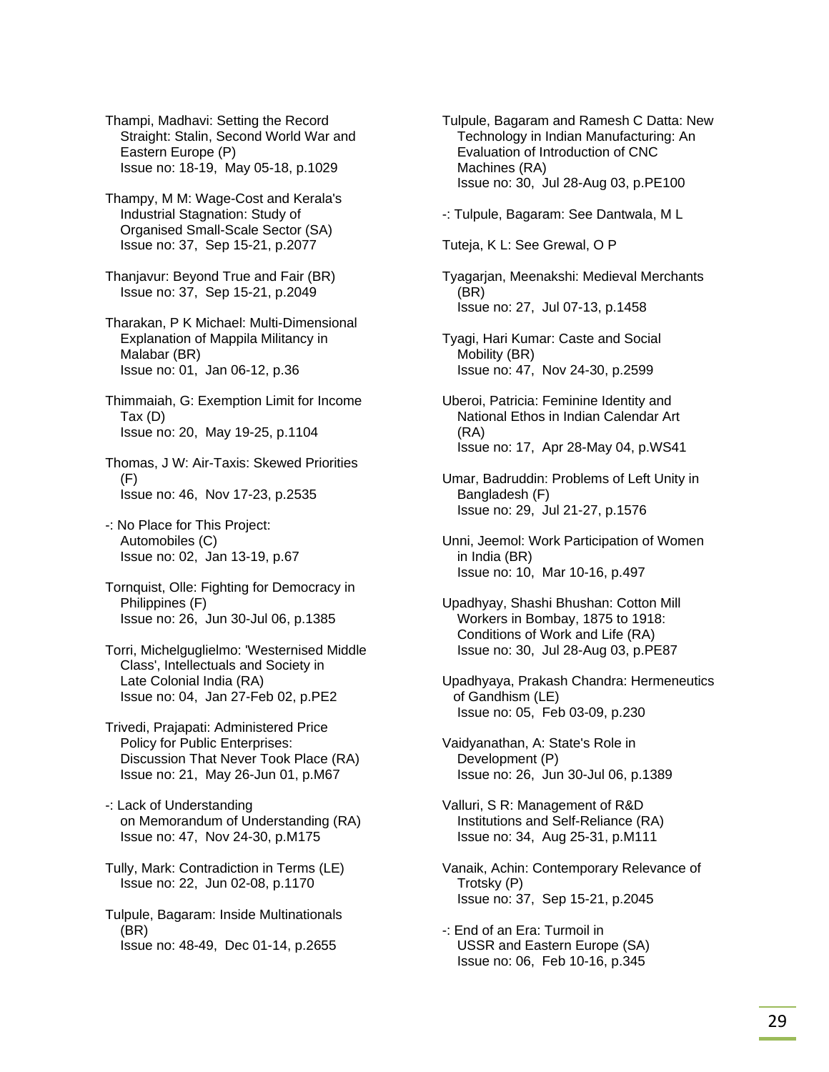Thampi, Madhavi: Setting the Record Straight: Stalin, Second World War and Eastern Europe (P)
Issue no: 18-19, May 05-18, p.1029

Thampy, M M: Wage-Cost and Kerala's Industrial Stagnation: Study of Organised Small-Scale Sector (SA)
Issue no: 37, Sep 15-21, p.2077

Thanjavur: Beyond True and Fair (BR)
Issue no: 37, Sep 15-21, p.2049

Tharakan, P K Michael: Multi-Dimensional Explanation of Mappila Militancy in Malabar (BR)
Issue no: 01, Jan 06-12, p.36

Thimmaiah, G: Exemption Limit for Income Tax (D)
Issue no: 20, May 19-25, p.1104

Thomas, J W: Air-Taxis: Skewed Priorities (F)
Issue no: 46, Nov 17-23, p.2535

-: No Place for This Project: Automobiles (C)
Issue no: 02, Jan 13-19, p.67

Tornquist, Olle: Fighting for Democracy in Philippines (F)
Issue no: 26, Jun 30-Jul 06, p.1385

Torri, Michelguglielmo: 'Westernised Middle Class', Intellectuals and Society in Late Colonial India (RA)
Issue no: 04, Jan 27-Feb 02, p.PE2

Trivedi, Prajapati: Administered Price Policy for Public Enterprises: Discussion That Never Took Place (RA)
Issue no: 21, May 26-Jun 01, p.M67

-: Lack of Understanding on Memorandum of Understanding (RA)
Issue no: 47, Nov 24-30, p.M175

Tully, Mark: Contradiction in Terms (LE)
Issue no: 22, Jun 02-08, p.1170

Tulpule, Bagaram: Inside Multinationals (BR)
Issue no: 48-49, Dec 01-14, p.2655

Tulpule, Bagaram and Ramesh C Datta: New Technology in Indian Manufacturing: An Evaluation of Introduction of CNC Machines (RA)
Issue no: 30, Jul 28-Aug 03, p.PE100

-: Tulpule, Bagaram: See Dantwala, M L

Tuteja, K L: See Grewal, O P

Tyagarjan, Meenakshi: Medieval Merchants (BR)
Issue no: 27, Jul 07-13, p.1458

Tyagi, Hari Kumar: Caste and Social Mobility (BR)
Issue no: 47, Nov 24-30, p.2599

Uberoi, Patricia: Feminine Identity and National Ethos in Indian Calendar Art (RA)
Issue no: 17, Apr 28-May 04, p.WS41

Umar, Badruddin: Problems of Left Unity in Bangladesh (F)
Issue no: 29, Jul 21-27, p.1576

Unni, Jeemol: Work Participation of Women in India (BR)
Issue no: 10, Mar 10-16, p.497

Upadhyay, Shashi Bhushan: Cotton Mill Workers in Bombay, 1875 to 1918: Conditions of Work and Life (RA)
Issue no: 30, Jul 28-Aug 03, p.PE87

Upadhyaya, Prakash Chandra: Hermeneutics of Gandhism (LE)
Issue no: 05, Feb 03-09, p.230

Vaidyanathan, A: State's Role in Development (P)
Issue no: 26, Jun 30-Jul 06, p.1389

Valluri, S R: Management of R&D Institutions and Self-Reliance (RA)
Issue no: 34, Aug 25-31, p.M111

Vanaik, Achin: Contemporary Relevance of Trotsky (P)
Issue no: 37, Sep 15-21, p.2045

-: End of an Era: Turmoil in USSR and Eastern Europe (SA)
Issue no: 06, Feb 10-16, p.345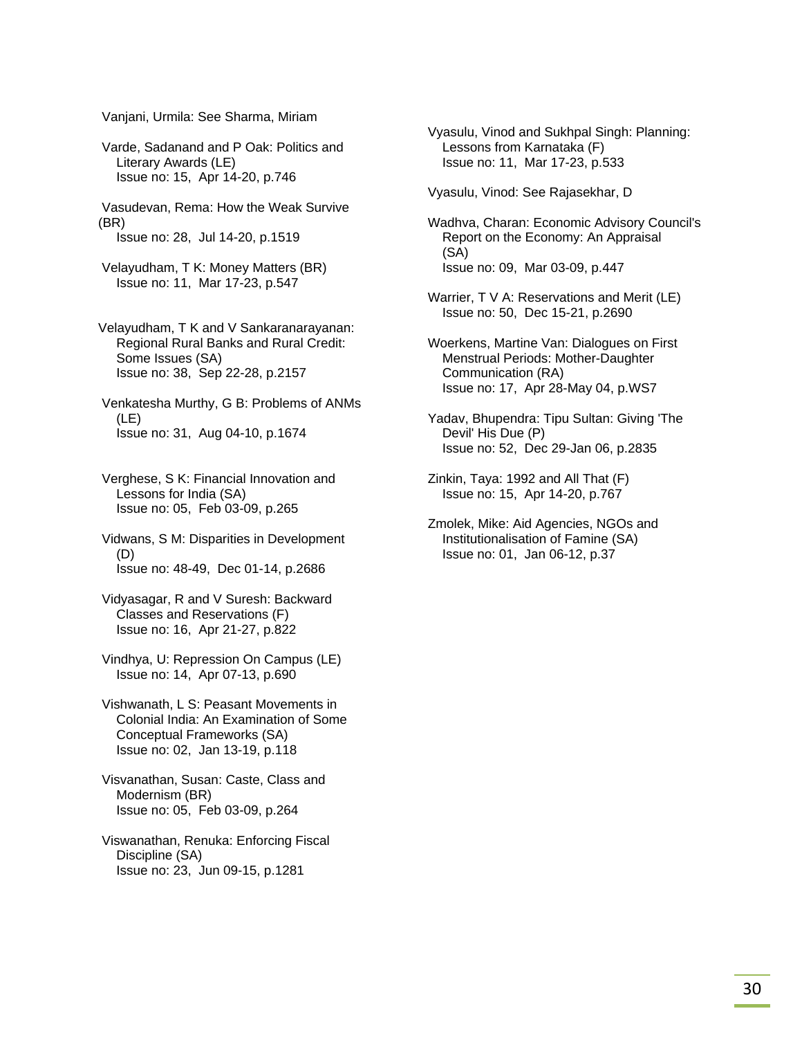Vanjani, Urmila: See Sharma, Miriam

Varde, Sadanand and P Oak: Politics and Literary Awards (LE)
Issue no: 15, Apr 14-20, p.746

Vasudevan, Rema: How the Weak Survive (BR)
Issue no: 28, Jul 14-20, p.1519

Velayudham, T K: Money Matters (BR)
Issue no: 11, Mar 17-23, p.547

Velayudham, T K and V Sankaranarayanan: Regional Rural Banks and Rural Credit: Some Issues (SA)
Issue no: 38, Sep 22-28, p.2157

Venkatesha Murthy, G B: Problems of ANMs (LE)
Issue no: 31, Aug 04-10, p.1674

Verghese, S K: Financial Innovation and Lessons for India (SA)
Issue no: 05, Feb 03-09, p.265

Vidwans, S M: Disparities in Development (D)
Issue no: 48-49, Dec 01-14, p.2686

Vidyasagar, R and V Suresh: Backward Classes and Reservations (F)
Issue no: 16, Apr 21-27, p.822

Vindhya, U: Repression On Campus (LE)
Issue no: 14, Apr 07-13, p.690

Vishwanath, L S: Peasant Movements in Colonial India: An Examination of Some Conceptual Frameworks (SA)
Issue no: 02, Jan 13-19, p.118

Visvanathan, Susan: Caste, Class and Modernism (BR)
Issue no: 05, Feb 03-09, p.264

Viswanathan, Renuka: Enforcing Fiscal Discipline (SA)
Issue no: 23, Jun 09-15, p.1281

Vyasulu, Vinod and Sukhpal Singh: Planning: Lessons from Karnataka (F)
Issue no: 11, Mar 17-23, p.533

Vyasulu, Vinod: See Rajasekhar, D

Wadhva, Charan: Economic Advisory Council's Report on the Economy: An Appraisal (SA)
Issue no: 09, Mar 03-09, p.447

Warrier, T V A: Reservations and Merit (LE)
Issue no: 50, Dec 15-21, p.2690

Woerkens, Martine Van: Dialogues on First Menstrual Periods: Mother-Daughter Communication (RA)
Issue no: 17, Apr 28-May 04, p.WS7

Yadav, Bhupendra: Tipu Sultan: Giving 'The Devil' His Due (P)
Issue no: 52, Dec 29-Jan 06, p.2835

Zinkin, Taya: 1992 and All That (F)
Issue no: 15, Apr 14-20, p.767

Zmolek, Mike: Aid Agencies, NGOs and Institutionalisation of Famine (SA)
Issue no: 01, Jan 06-12, p.37